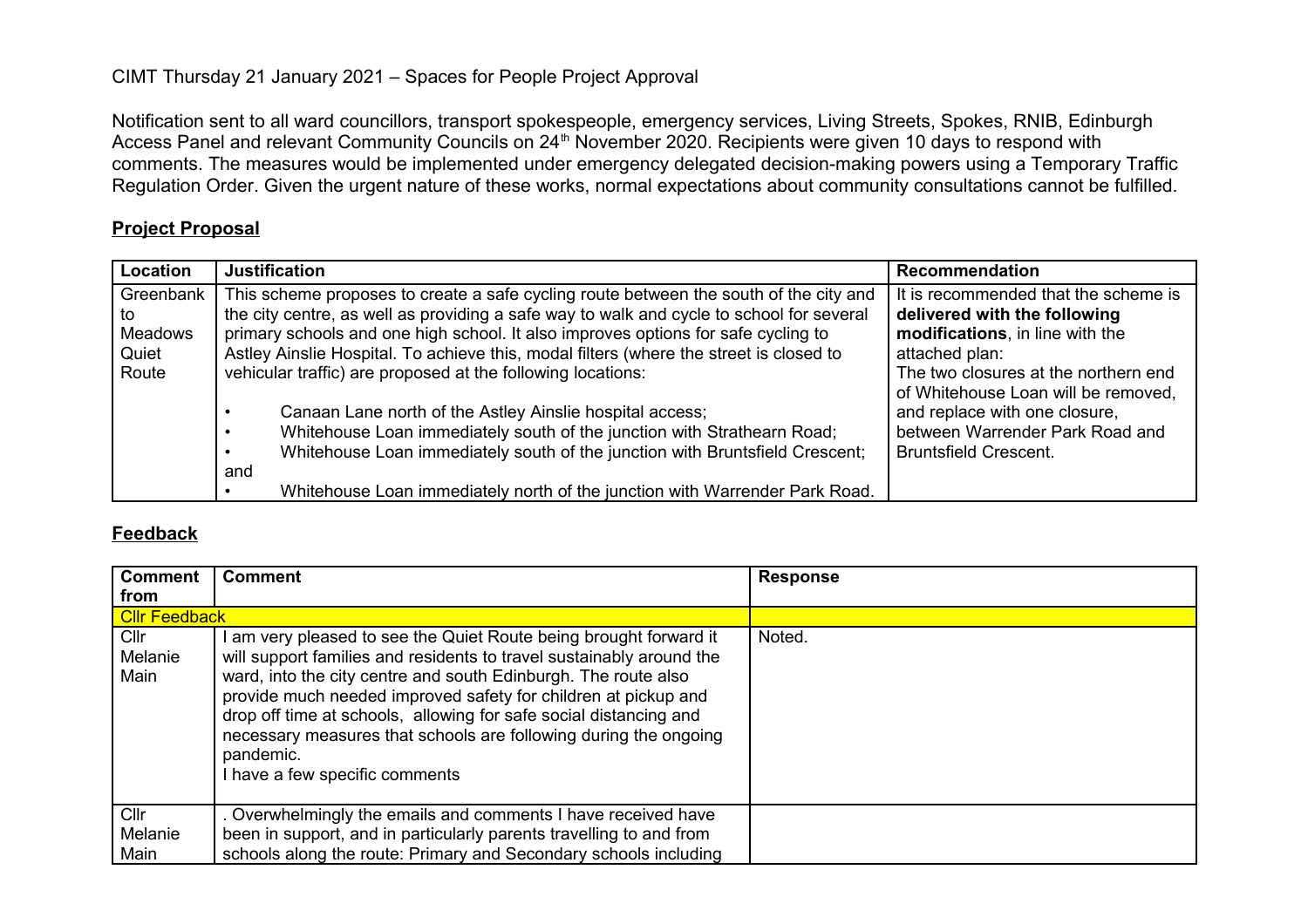CIMT Thursday 21 January 2021 – Spaces for People Project Approval

Notification sent to all ward councillors, transport spokespeople, emergency services, Living Streets, Spokes, RNIB, Edinburgh Access Panel and relevant Community Councils on 24th November 2020. Recipients were given 10 days to respond with comments. The measures would be implemented under emergency delegated decision-making powers using a Temporary Traffic Regulation Order. Given the urgent nature of these works, normal expectations about community consultations cannot be fulfilled.

## Project Proposal

| Location | Justification | Recommendation |
|---|---|---|
| Greenbank to Meadows Quiet Route | This scheme proposes to create a safe cycling route between the south of the city and the city centre, as well as providing a safe way to walk and cycle to school for several primary schools and one high school. It also improves options for safe cycling to Astley Ainslie Hospital. To achieve this, modal filters (where the street is closed to vehicular traffic) are proposed at the following locations:<br><br>• Canaan Lane north of the Astley Ainslie hospital access;<br>• Whitehouse Loan immediately south of the junction with Strathearn Road;<br>• Whitehouse Loan immediately south of the junction with Bruntsfield Crescent; and<br>• Whitehouse Loan immediately north of the junction with Warrender Park Road. | It is recommended that the scheme is **delivered with the following modifications**, in line with the attached plan:<br>The two closures at the northern end of Whitehouse Loan will be removed, and replace with one closure, between Warrender Park Road and Bruntsfield Crescent. |

## Feedback

| Comment from | Comment | Response |
|---|---|---|
| Cllr Feedback | | |
| Cllr Melanie Main | I am very pleased to see the Quiet Route being brought forward it will support families and residents to travel sustainably around the ward, into the city centre and south Edinburgh. The route also provide much needed improved safety for children at pickup and drop off time at schools, allowing for safe social distancing and necessary measures that schools are following during the ongoing pandemic.<br>I have a few specific comments | Noted. |
| Cllr Melanie Main | . Overwhelmingly the emails and comments I have received have been in support, and in particularly parents travelling to and from schools along the route: Primary and Secondary schools including | |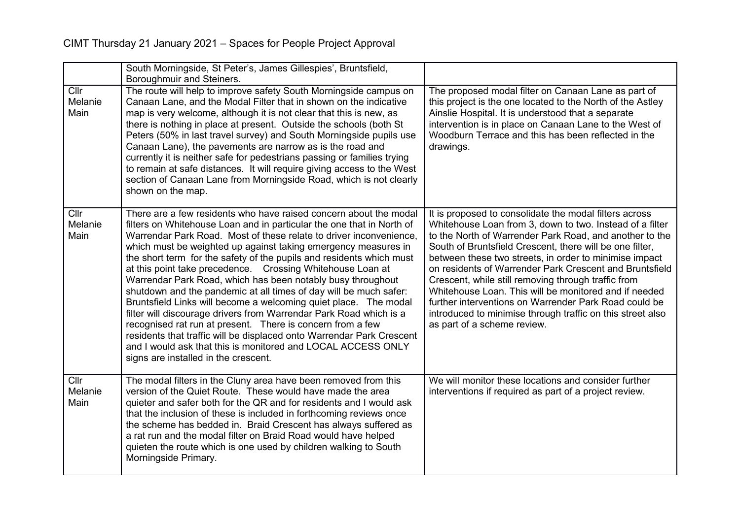CIMT Thursday 21 January 2021 – Spaces for People Project Approval

| | | |
|---|---|---|
| | South Morningside, St Peter's, James Gillespies', Bruntsfield, Boroughmuir and Steiners. | |
| Cllr Melanie Main | The route will help to improve safety South Morningside campus on Canaan Lane, and the Modal Filter that in shown on the indicative map is very welcome, although it is not clear that this is new, as there is nothing in place at present. Outside the schools (both St Peters (50% in last travel survey) and South Morningside pupils use Canaan Lane), the pavements are narrow as is the road and currently it is neither safe for pedestrians passing or families trying to remain at safe distances. It will require giving access to the West section of Canaan Lane from Morningside Road, which is not clearly shown on the map. | The proposed modal filter on Canaan Lane as part of this project is the one located to the North of the Astley Ainslie Hospital. It is understood that a separate intervention is in place on Canaan Lane to the West of Woodburn Terrace and this has been reflected in the drawings. |
| Cllr Melanie Main | There are a few residents who have raised concern about the modal filters on Whitehouse Loan and in particular the one that in North of Warrendar Park Road. Most of these relate to driver inconvenience, which must be weighted up against taking emergency measures in the short term for the safety of the pupils and residents which must at this point take precedence. Crossing Whitehouse Loan at Warrendar Park Road, which has been notably busy throughout shutdown and the pandemic at all times of day will be much safer: Bruntsfield Links will become a welcoming quiet place. The modal filter will discourage drivers from Warrendar Park Road which is a recognised rat run at present. There is concern from a few residents that traffic will be displaced onto Warrendar Park Crescent and I would ask that this is monitored and LOCAL ACCESS ONLY signs are installed in the crescent. | It is proposed to consolidate the modal filters across Whitehouse Loan from 3, down to two. Instead of a filter to the North of Warrender Park Road, and another to the South of Bruntsfield Crescent, there will be one filter, between these two streets, in order to minimise impact on residents of Warrender Park Crescent and Bruntsfield Crescent, while still removing through traffic from Whitehouse Loan. This will be monitored and if needed further interventions on Warrender Park Road could be introduced to minimise through traffic on this street also as part of a scheme review. |
| Cllr Melanie Main | The modal filters in the Cluny area have been removed from this version of the Quiet Route. These would have made the area quieter and safer both for the QR and for residents and I would ask that the inclusion of these is included in forthcoming reviews once the scheme has bedded in. Braid Crescent has always suffered as a rat run and the modal filter on Braid Road would have helped quieten the route which is one used by children walking to South Morningside Primary. | We will monitor these locations and consider further interventions if required as part of a project review. |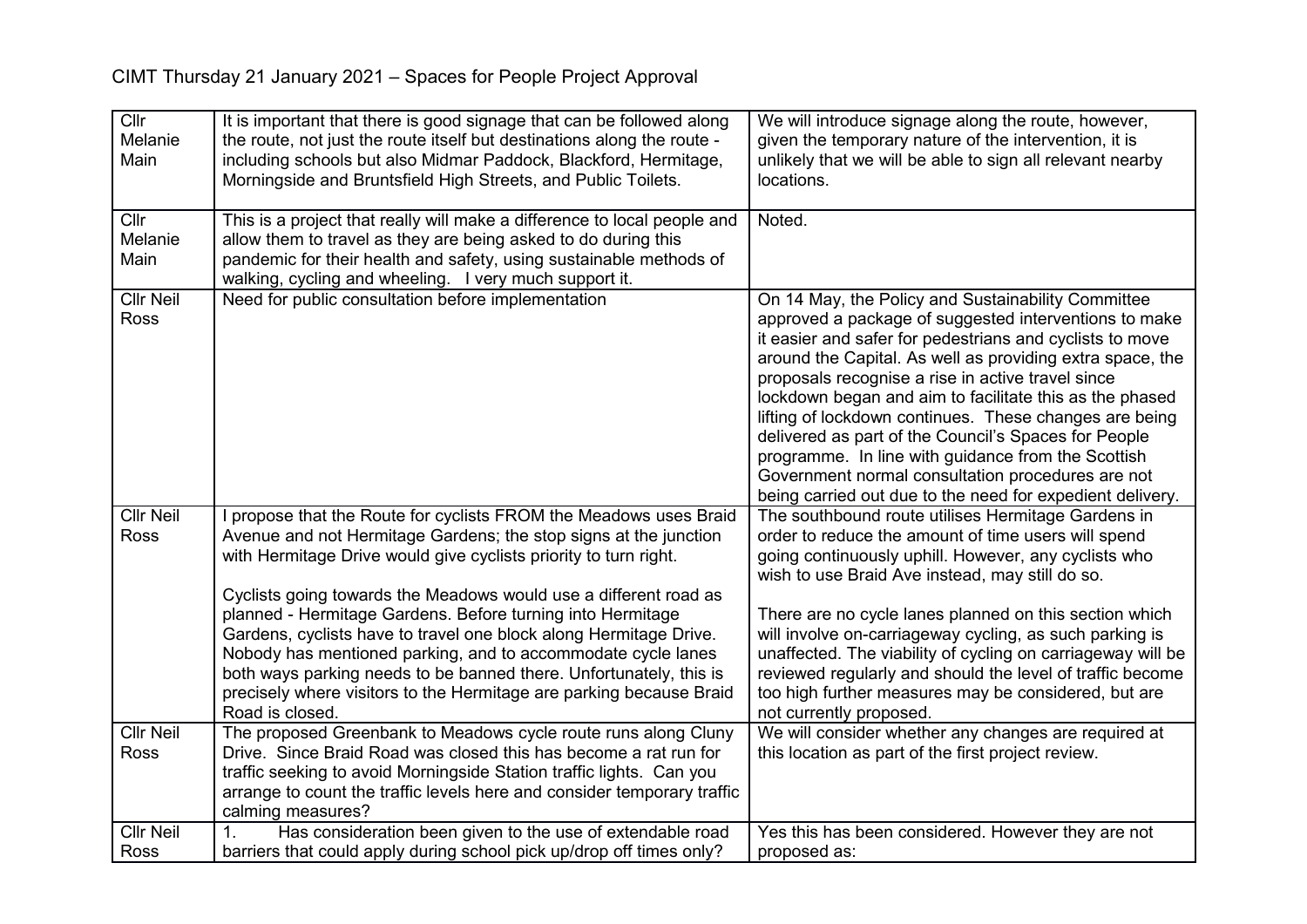CIMT Thursday 21 January 2021 – Spaces for People Project Approval

| | | |
|---|---|---|
| Cllr Melanie Main | It is important that there is good signage that can be followed along the route, not just the route itself but destinations along the route - including schools but also Midmar Paddock, Blackford, Hermitage, Morningside and Bruntsfield High Streets, and Public Toilets. | We will introduce signage along the route, however, given the temporary nature of the intervention, it is unlikely that we will be able to sign all relevant nearby locations. |
| Cllr Melanie Main | This is a project that really will make a difference to local people and allow them to travel as they are being asked to do during this pandemic for their health and safety, using sustainable methods of walking, cycling and wheeling. I very much support it. | Noted. |
| Cllr Neil Ross | Need for public consultation before implementation | On 14 May, the Policy and Sustainability Committee approved a package of suggested interventions to make it easier and safer for pedestrians and cyclists to move around the Capital. As well as providing extra space, the proposals recognise a rise in active travel since lockdown began and aim to facilitate this as the phased lifting of lockdown continues. These changes are being delivered as part of the Council's Spaces for People programme. In line with guidance from the Scottish Government normal consultation procedures are not being carried out due to the need for expedient delivery. |
| Cllr Neil Ross | I propose that the Route for cyclists FROM the Meadows uses Braid Avenue and not Hermitage Gardens; the stop signs at the junction with Hermitage Drive would give cyclists priority to turn right.<br><br>Cyclists going towards the Meadows would use a different road as planned - Hermitage Gardens. Before turning into Hermitage Gardens, cyclists have to travel one block along Hermitage Drive. Nobody has mentioned parking, and to accommodate cycle lanes both ways parking needs to be banned there. Unfortunately, this is precisely where visitors to the Hermitage are parking because Braid Road is closed. | The southbound route utilises Hermitage Gardens in order to reduce the amount of time users will spend going continuously uphill. However, any cyclists who wish to use Braid Ave instead, may still do so.<br><br>There are no cycle lanes planned on this section which will involve on-carriageway cycling, as such parking is unaffected. The viability of cycling on carriageway will be reviewed regularly and should the level of traffic become too high further measures may be considered, but are not currently proposed. |
| Cllr Neil Ross | The proposed Greenbank to Meadows cycle route runs along Cluny Drive. Since Braid Road was closed this has become a rat run for traffic seeking to avoid Morningside Station traffic lights. Can you arrange to count the traffic levels here and consider temporary traffic calming measures? | We will consider whether any changes are required at this location as part of the first project review. |
| Cllr Neil Ross | 1. Has consideration been given to the use of extendable road barriers that could apply during school pick up/drop off times only? | Yes this has been considered. However they are not proposed as: |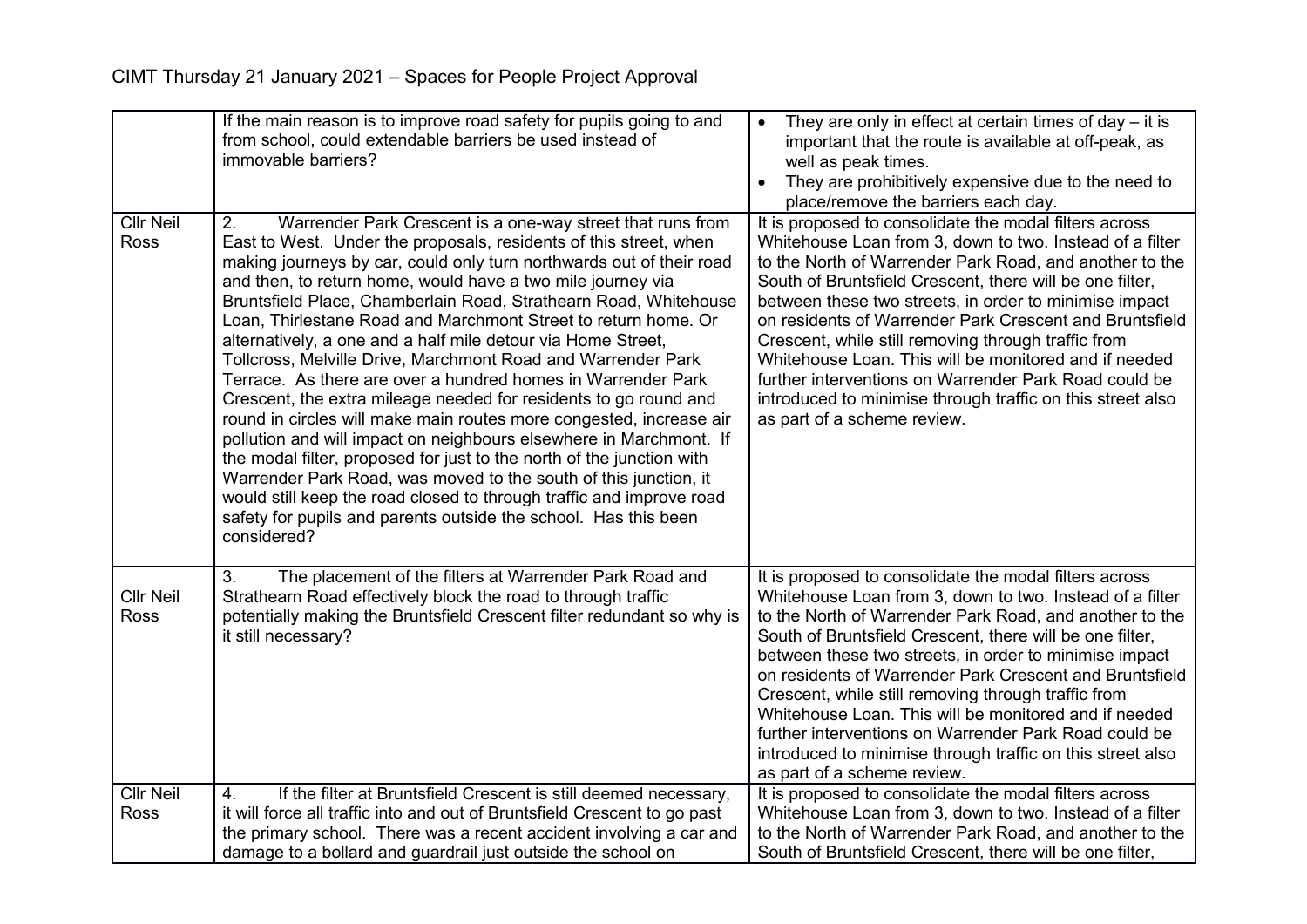CIMT Thursday 21 January 2021 – Spaces for People Project Approval

| | | |
|---|---|---|
| | If the main reason is to improve road safety for pupils going to and from school, could extendable barriers be used instead of immovable barriers? | • They are only in effect at certain times of day – it is important that the route is available at off-peak, as well as peak times.<br>• They are prohibitively expensive due to the need to place/remove the barriers each day. |
| Cllr Neil Ross | 2. Warrender Park Crescent is a one-way street that runs from East to West. Under the proposals, residents of this street, when making journeys by car, could only turn northwards out of their road and then, to return home, would have a two mile journey via Bruntsfield Place, Chamberlain Road, Strathearn Road, Whitehouse Loan, Thirlestane Road and Marchmont Street to return home. Or alternatively, a one and a half mile detour via Home Street, Tollcross, Melville Drive, Marchmont Road and Warrender Park Terrace. As there are over a hundred homes in Warrender Park Crescent, the extra mileage needed for residents to go round and round in circles will make main routes more congested, increase air pollution and will impact on neighbours elsewhere in Marchmont. If the modal filter, proposed for just to the north of the junction with Warrender Park Road, was moved to the south of this junction, it would still keep the road closed to through traffic and improve road safety for pupils and parents outside the school. Has this been considered? | It is proposed to consolidate the modal filters across Whitehouse Loan from 3, down to two. Instead of a filter to the North of Warrender Park Road, and another to the South of Bruntsfield Crescent, there will be one filter, between these two streets, in order to minimise impact on residents of Warrender Park Crescent and Bruntsfield Crescent, while still removing through traffic from Whitehouse Loan. This will be monitored and if needed further interventions on Warrender Park Road could be introduced to minimise through traffic on this street also as part of a scheme review. |
| Cllr Neil Ross | 3. The placement of the filters at Warrender Park Road and Strathearn Road effectively block the road to through traffic potentially making the Bruntsfield Crescent filter redundant so why is it still necessary? | It is proposed to consolidate the modal filters across Whitehouse Loan from 3, down to two. Instead of a filter to the North of Warrender Park Road, and another to the South of Bruntsfield Crescent, there will be one filter, between these two streets, in order to minimise impact on residents of Warrender Park Crescent and Bruntsfield Crescent, while still removing through traffic from Whitehouse Loan. This will be monitored and if needed further interventions on Warrender Park Road could be introduced to minimise through traffic on this street also as part of a scheme review. |
| Cllr Neil Ross | 4. If the filter at Bruntsfield Crescent is still deemed necessary, it will force all traffic into and out of Bruntsfield Crescent to go past the primary school. There was a recent accident involving a car and damage to a bollard and guardrail just outside the school on | It is proposed to consolidate the modal filters across Whitehouse Loan from 3, down to two. Instead of a filter to the North of Warrender Park Road, and another to the South of Bruntsfield Crescent, there will be one filter, |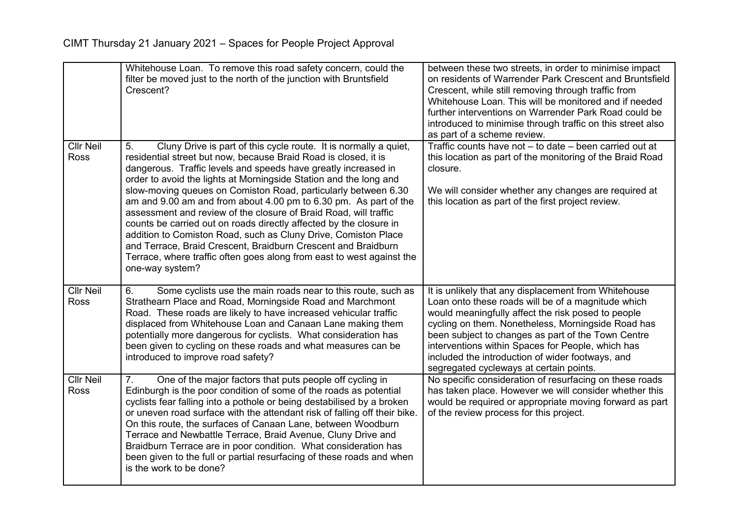| | | |
|---|---|---|
| | Whitehouse Loan. To remove this road safety concern, could the filter be moved just to the north of the junction with Bruntsfield Crescent? | between these two streets, in order to minimise impact on residents of Warrender Park Crescent and Bruntsfield Crescent, while still removing through traffic from Whitehouse Loan. This will be monitored and if needed further interventions on Warrender Park Road could be introduced to minimise through traffic on this street also as part of a scheme review. |
| Cllr Neil Ross | 5. Cluny Drive is part of this cycle route. It is normally a quiet, residential street but now, because Braid Road is closed, it is dangerous. Traffic levels and speeds have greatly increased in order to avoid the lights at Morningside Station and the long and slow-moving queues on Comiston Road, particularly between 6.30 am and 9.00 am and from about 4.00 pm to 6.30 pm. As part of the assessment and review of the closure of Braid Road, will traffic counts be carried out on roads directly affected by the closure in addition to Comiston Road, such as Cluny Drive, Comiston Place and Terrace, Braid Crescent, Braidburn Crescent and Braidburn Terrace, where traffic often goes along from east to west against the one-way system? | Traffic counts have not – to date – been carried out at this location as part of the monitoring of the Braid Road closure.<br><br>We will consider whether any changes are required at this location as part of the first project review. |
| Cllr Neil Ross | 6. Some cyclists use the main roads near to this route, such as Strathearn Place and Road, Morningside Road and Marchmont Road. These roads are likely to have increased vehicular traffic displaced from Whitehouse Loan and Canaan Lane making them potentially more dangerous for cyclists. What consideration has been given to cycling on these roads and what measures can be introduced to improve road safety? | It is unlikely that any displacement from Whitehouse Loan onto these roads will be of a magnitude which would meaningfully affect the risk posed to people cycling on them. Nonetheless, Morningside Road has been subject to changes as part of the Town Centre interventions within Spaces for People, which has included the introduction of wider footways, and segregated cycleways at certain points. |
| Cllr Neil Ross | 7. One of the major factors that puts people off cycling in Edinburgh is the poor condition of some of the roads as potential cyclists fear falling into a pothole or being destabilised by a broken or uneven road surface with the attendant risk of falling off their bike. On this route, the surfaces of Canaan Lane, between Woodburn Terrace and Newbattle Terrace, Braid Avenue, Cluny Drive and Braidburn Terrace are in poor condition. What consideration has been given to the full or partial resurfacing of these roads and when is the work to be done? | No specific consideration of resurfacing on these roads has taken place. However we will consider whether this would be required or appropriate moving forward as part of the review process for this project. |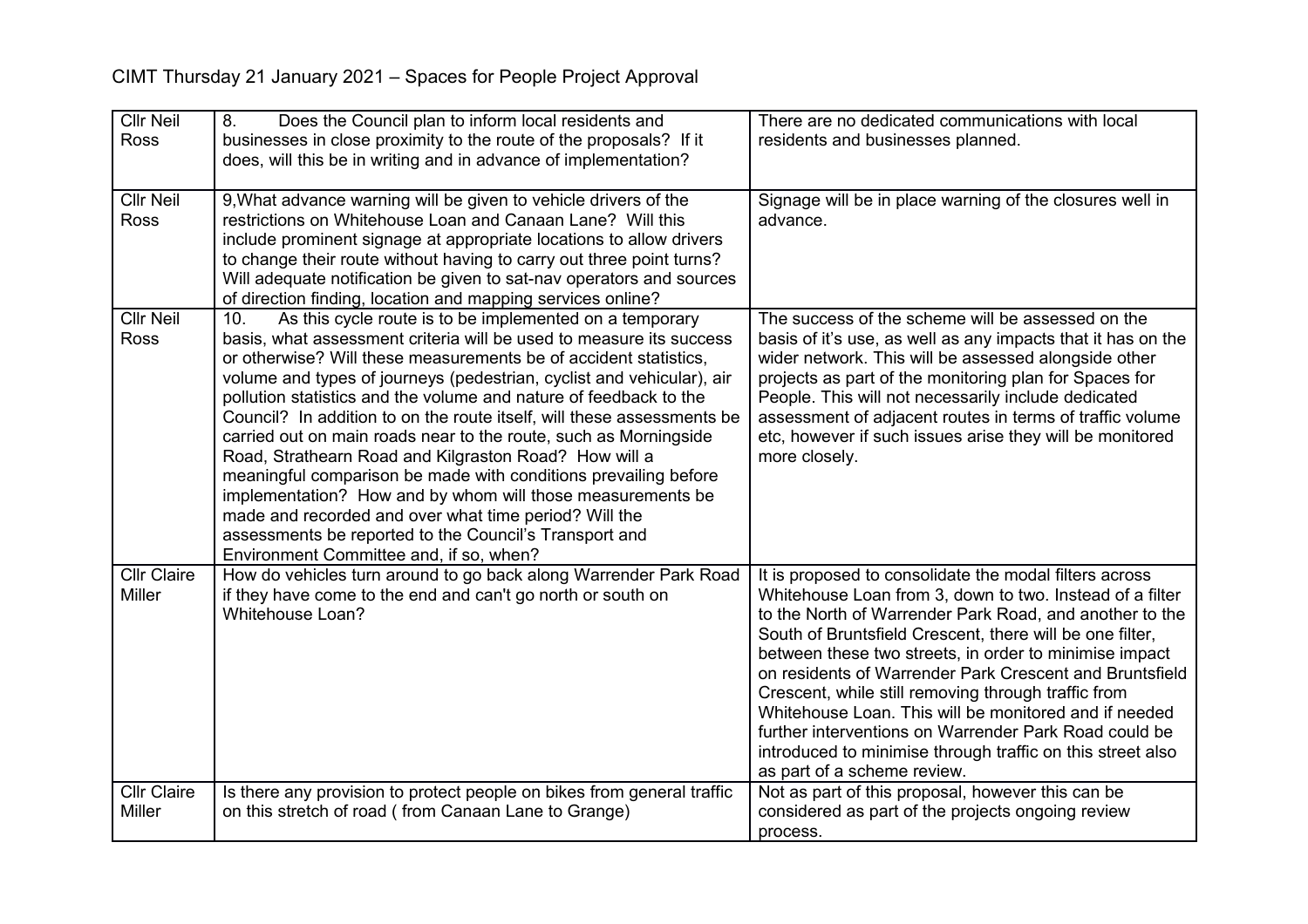CIMT Thursday 21 January 2021 – Spaces for People Project Approval

| Cllr Neil Ross | 8. Does the Council plan to inform local residents and businesses in close proximity to the route of the proposals? If it does, will this be in writing and in advance of implementation? | There are no dedicated communications with local residents and businesses planned. |
|---|---|---|
| Cllr Neil Ross | 9,What advance warning will be given to vehicle drivers of the restrictions on Whitehouse Loan and Canaan Lane? Will this include prominent signage at appropriate locations to allow drivers to change their route without having to carry out three point turns? Will adequate notification be given to sat-nav operators and sources of direction finding, location and mapping services online? | Signage will be in place warning of the closures well in advance. |
| Cllr Neil Ross | 10. As this cycle route is to be implemented on a temporary basis, what assessment criteria will be used to measure its success or otherwise? Will these measurements be of accident statistics, volume and types of journeys (pedestrian, cyclist and vehicular), air pollution statistics and the volume and nature of feedback to the Council? In addition to on the route itself, will these assessments be carried out on main roads near to the route, such as Morningside Road, Strathearn Road and Kilgraston Road? How will a meaningful comparison be made with conditions prevailing before implementation? How and by whom will those measurements be made and recorded and over what time period? Will the assessments be reported to the Council's Transport and Environment Committee and, if so, when? | The success of the scheme will be assessed on the basis of it's use, as well as any impacts that it has on the wider network. This will be assessed alongside other projects as part of the monitoring plan for Spaces for People. This will not necessarily include dedicated assessment of adjacent routes in terms of traffic volume etc, however if such issues arise they will be monitored more closely. |
| Cllr Claire Miller | How do vehicles turn around to go back along Warrender Park Road if they have come to the end and can't go north or south on Whitehouse Loan? | It is proposed to consolidate the modal filters across Whitehouse Loan from 3, down to two. Instead of a filter to the North of Warrender Park Road, and another to the South of Bruntsfield Crescent, there will be one filter, between these two streets, in order to minimise impact on residents of Warrender Park Crescent and Bruntsfield Crescent, while still removing through traffic from Whitehouse Loan. This will be monitored and if needed further interventions on Warrender Park Road could be introduced to minimise through traffic on this street also as part of a scheme review. |
| Cllr Claire Miller | Is there any provision to protect people on bikes from general traffic on this stretch of road ( from Canaan Lane to Grange) | Not as part of this proposal, however this can be considered as part of the projects ongoing review process. |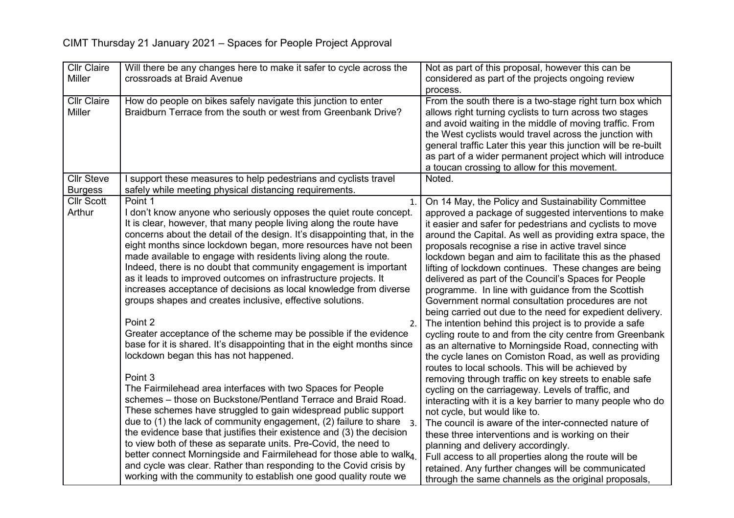CIMT Thursday 21 January 2021 – Spaces for People Project Approval

| | | |
|---|---|---|
| Cllr Claire Miller | Will there be any changes here to make it safer to cycle across the crossroads at Braid Avenue | Not as part of this proposal, however this can be considered as part of the projects ongoing review process. |
| Cllr Claire Miller | How do people on bikes safely navigate this junction to enter Braidburn Terrace from the south or west from Greenbank Drive? | From the south there is a two-stage right turn box which allows right turning cyclists to turn across two stages and avoid waiting in the middle of moving traffic. From the West cyclists would travel across the junction with general traffic Later this year this junction will be re-built as part of a wider permanent project which will introduce a toucan crossing to allow for this movement. |
| Cllr Steve Burgess | I support these measures to help pedestrians and cyclists travel safely while meeting physical distancing requirements. | Noted. |
| Cllr Scott Arthur | Point 1<br>I don't know anyone who seriously opposes the quiet route concept. It is clear, however, that many people living along the route have concerns about the detail of the design. It's disappointing that, in the eight months since lockdown began, more resources have not been made available to engage with residents living along the route. Indeed, there is no doubt that community engagement is important as it leads to improved outcomes on infrastructure projects. It increases acceptance of decisions as local knowledge from diverse groups shapes and creates inclusive, effective solutions.<br><br>Point 2<br>Greater acceptance of the scheme may be possible if the evidence base for it is shared. It's disappointing that in the eight months since lockdown began this has not happened.<br><br>Point 3<br>The Fairmilehead area interfaces with two Spaces for People schemes – those on Buckstone/Pentland Terrace and Braid Road. These schemes have struggled to gain widespread public support due to (1) the lack of community engagement, (2) failure to share the evidence base that justifies their existence and (3) the decision to view both of these as separate units. Pre-Covid, the need to better connect Morningside and Fairmilehead for those able to walk and cycle was clear. Rather than responding to the Covid crisis by working with the community to establish one good quality route we | 1. On 14 May, the Policy and Sustainability Committee approved a package of suggested interventions to make it easier and safer for pedestrians and cyclists to move around the Capital. As well as providing extra space, the proposals recognise a rise in active travel since lockdown began and aim to facilitate this as the phased lifting of lockdown continues. These changes are being delivered as part of the Council's Spaces for People programme. In line with guidance from the Scottish Government normal consultation procedures are not being carried out due to the need for expedient delivery.<br>2. The intention behind this project is to provide a safe cycling route to and from the city centre from Greenbank as an alternative to Morningside Road, connecting with the cycle lanes on Comiston Road, as well as providing routes to local schools. This will be achieved by removing through traffic on key streets to enable safe cycling on the carriageway. Levels of traffic, and interacting with it is a key barrier to many people who do not cycle, but would like to.<br>3. The council is aware of the inter-connected nature of these three interventions and is working on their planning and delivery accordingly.<br>4. Full access to all properties along the route will be retained. Any further changes will be communicated through the same channels as the original proposals, |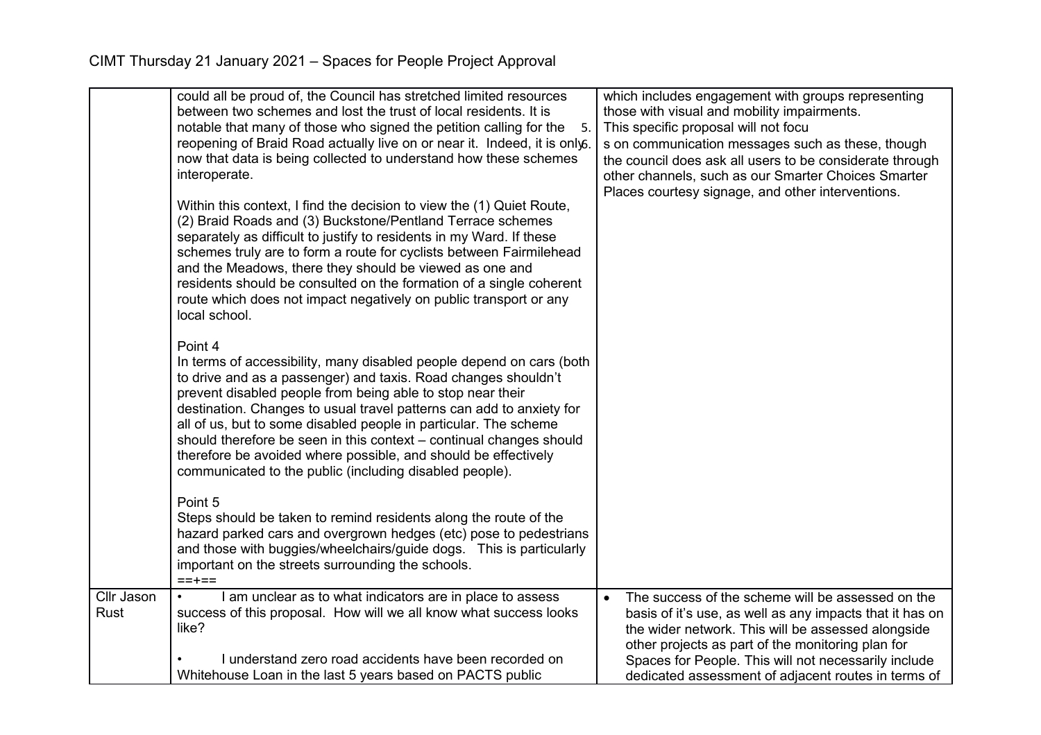CIMT Thursday 21 January 2021 – Spaces for People Project Approval

| | | |
|---|---|---|
| | could all be proud of, the Council has stretched limited resources between two schemes and lost the trust of local residents. It is notable that many of those who signed the petition calling for the reopening of Braid Road actually live on or near it. Indeed, it is only now that data is being collected to understand how these schemes interoperate.<br><br>Within this context, I find the decision to view the (1) Quiet Route, (2) Braid Roads and (3) Buckstone/Pentland Terrace schemes separately as difficult to justify to residents in my Ward. If these schemes truly are to form a route for cyclists between Fairmilehead and the Meadows, there they should be viewed as one and residents should be consulted on the formation of a single coherent route which does not impact negatively on public transport or any local school.<br><br>Point 4<br>In terms of accessibility, many disabled people depend on cars (both to drive and as a passenger) and taxis. Road changes shouldn't prevent disabled people from being able to stop near their destination. Changes to usual travel patterns can add to anxiety for all of us, but to some disabled people in particular. The scheme should therefore be seen in this context – continual changes should therefore be avoided where possible, and should be effectively communicated to the public (including disabled people).<br><br>Point 5<br>Steps should be taken to remind residents along the route of the hazard parked cars and overgrown hedges (etc) pose to pedestrians and those with buggies/wheelchairs/guide dogs. This is particularly important on the streets surrounding the schools.<br>==+== | which includes engagement with groups representing those with visual and mobility impairments.<br>5. This specific proposal will not focu<br>6. s on communication messages such as these, though the council does ask all users to be considerate through other channels, such as our Smarter Choices Smarter Places courtesy signage, and other interventions. |
| Cllr Jason Rust | • I am unclear as to what indicators are in place to assess success of this proposal. How will we all know what success looks like?<br><br>• I understand zero road accidents have been recorded on Whitehouse Loan in the last 5 years based on PACTS public | • The success of the scheme will be assessed on the basis of it's use, as well as any impacts that it has on the wider network. This will be assessed alongside other projects as part of the monitoring plan for Spaces for People. This will not necessarily include dedicated assessment of adjacent routes in terms of |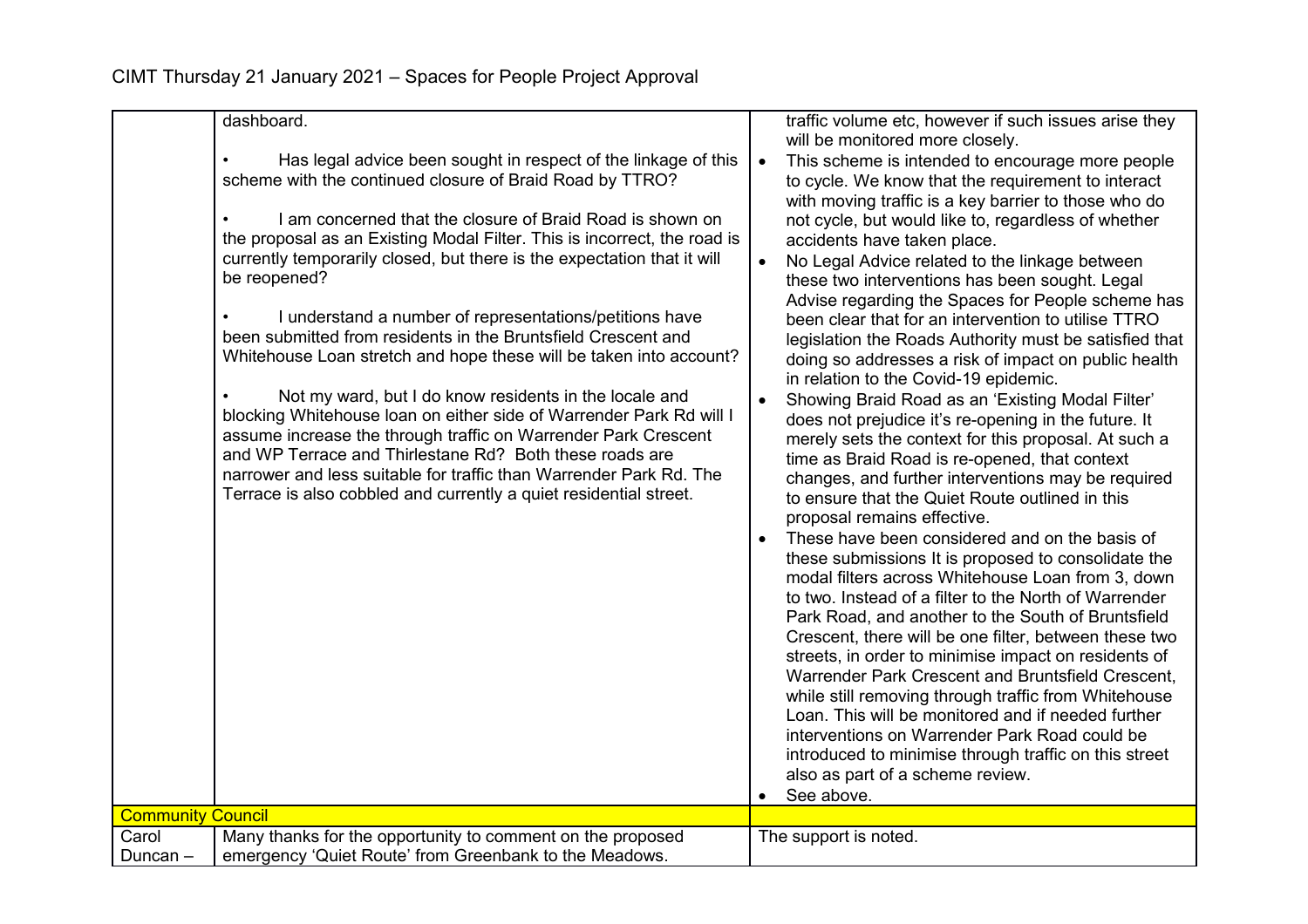CIMT Thursday 21 January 2021 – Spaces for People Project Approval

| | | |
|---|---|---|
| | dashboard.<br><br>• Has legal advice been sought in respect of the linkage of this scheme with the continued closure of Braid Road by TTRO?<br><br>• I am concerned that the closure of Braid Road is shown on the proposal as an Existing Modal Filter. This is incorrect, the road is currently temporarily closed, but there is the expectation that it will be reopened?<br><br>• I understand a number of representations/petitions have been submitted from residents in the Bruntsfield Crescent and Whitehouse Loan stretch and hope these will be taken into account?<br><br>• Not my ward, but I do know residents in the locale and blocking Whitehouse loan on either side of Warrender Park Rd will I assume increase the through traffic on Warrender Park Crescent and WP Terrace and Thirlestane Rd? Both these roads are narrower and less suitable for traffic than Warrender Park Rd. The Terrace is also cobbled and currently a quiet residential street. | traffic volume etc, however if such issues arise they will be monitored more closely.<br>• This scheme is intended to encourage more people to cycle. We know that the requirement to interact with moving traffic is a key barrier to those who do not cycle, but would like to, regardless of whether accidents have taken place.<br>• No Legal Advice related to the linkage between these two interventions has been sought. Legal Advise regarding the Spaces for People scheme has been clear that for an intervention to utilise TTRO legislation the Roads Authority must be satisfied that doing so addresses a risk of impact on public health in relation to the Covid-19 epidemic.<br>• Showing Braid Road as an 'Existing Modal Filter' does not prejudice it's re-opening in the future. It merely sets the context for this proposal. At such a time as Braid Road is re-opened, that context changes, and further interventions may be required to ensure that the Quiet Route outlined in this proposal remains effective.<br>• These have been considered and on the basis of these submissions It is proposed to consolidate the modal filters across Whitehouse Loan from 3, down to two. Instead of a filter to the North of Warrender Park Road, and another to the South of Bruntsfield Crescent, there will be one filter, between these two streets, in order to minimise impact on residents of Warrender Park Crescent and Bruntsfield Crescent, while still removing through traffic from Whitehouse Loan. This will be monitored and if needed further interventions on Warrender Park Road could be introduced to minimise through traffic on this street also as part of a scheme review.<br>• See above. |
| **Community Council** | | |
| Carol Duncan – | Many thanks for the opportunity to comment on the proposed emergency 'Quiet Route' from Greenbank to the Meadows. | The support is noted. |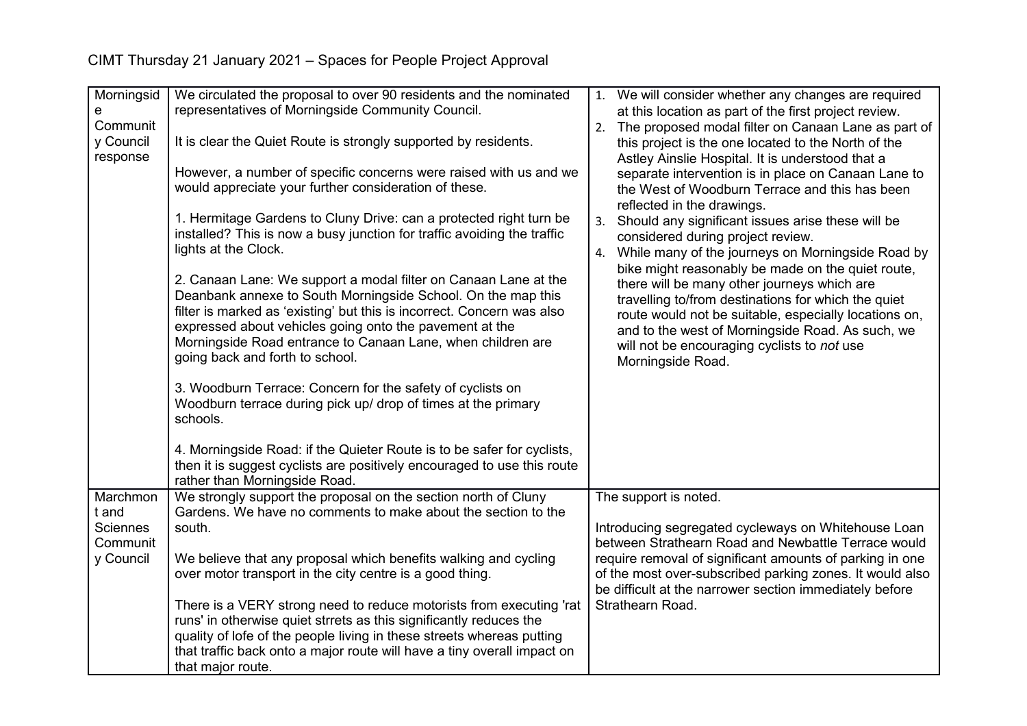CIMT Thursday 21 January 2021 – Spaces for People Project Approval

| | | |
|---|---|---|
| Morningside Community Council response | We circulated the proposal to over 90 residents and the nominated representatives of Morningside Community Council.<br><br>It is clear the Quiet Route is strongly supported by residents.<br><br>However, a number of specific concerns were raised with us and we would appreciate your further consideration of these.<br><br>1. Hermitage Gardens to Cluny Drive: can a protected right turn be installed? This is now a busy junction for traffic avoiding the traffic lights at the Clock.<br><br>2. Canaan Lane: We support a modal filter on Canaan Lane at the Deanbank annexe to South Morningside School. On the map this filter is marked as 'existing' but this is incorrect. Concern was also expressed about vehicles going onto the pavement at the Morningside Road entrance to Canaan Lane, when children are going back and forth to school.<br><br>3. Woodburn Terrace: Concern for the safety of cyclists on Woodburn terrace during pick up/ drop of times at the primary schools.<br><br>4. Morningside Road: if the Quieter Route is to be safer for cyclists, then it is suggest cyclists are positively encouraged to use this route rather than Morningside Road. | 1. We will consider whether any changes are required at this location as part of the first project review.<br>2. The proposed modal filter on Canaan Lane as part of this project is the one located to the North of the Astley Ainslie Hospital. It is understood that a separate intervention is in place on Canaan Lane to the West of Woodburn Terrace and this has been reflected in the drawings.<br>3. Should any significant issues arise these will be considered during project review.<br>4. While many of the journeys on Morningside Road by bike might reasonably be made on the quiet route, there will be many other journeys which are travelling to/from destinations for which the quiet route would not be suitable, especially locations on, and to the west of Morningside Road. As such, we will not be encouraging cyclists to *not* use Morningside Road. |
| Marchmont and Sciennes Community Council | We strongly support the proposal on the section north of Cluny Gardens. We have no comments to make about the section to the south.<br><br>We believe that any proposal which benefits walking and cycling over motor transport in the city centre is a good thing.<br><br>There is a VERY strong need to reduce motorists from executing 'rat runs' in otherwise quiet strrets as this significantly reduces the quality of lofe of the people living in these streets whereas putting that traffic back onto a major route will have a tiny overall impact on that major route. | The support is noted.<br><br>Introducing segregated cycleways on Whitehouse Loan between Strathearn Road and Newbattle Terrace would require removal of significant amounts of parking in one of the most over-subscribed parking zones. It would also be difficult at the narrower section immediately before Strathearn Road. |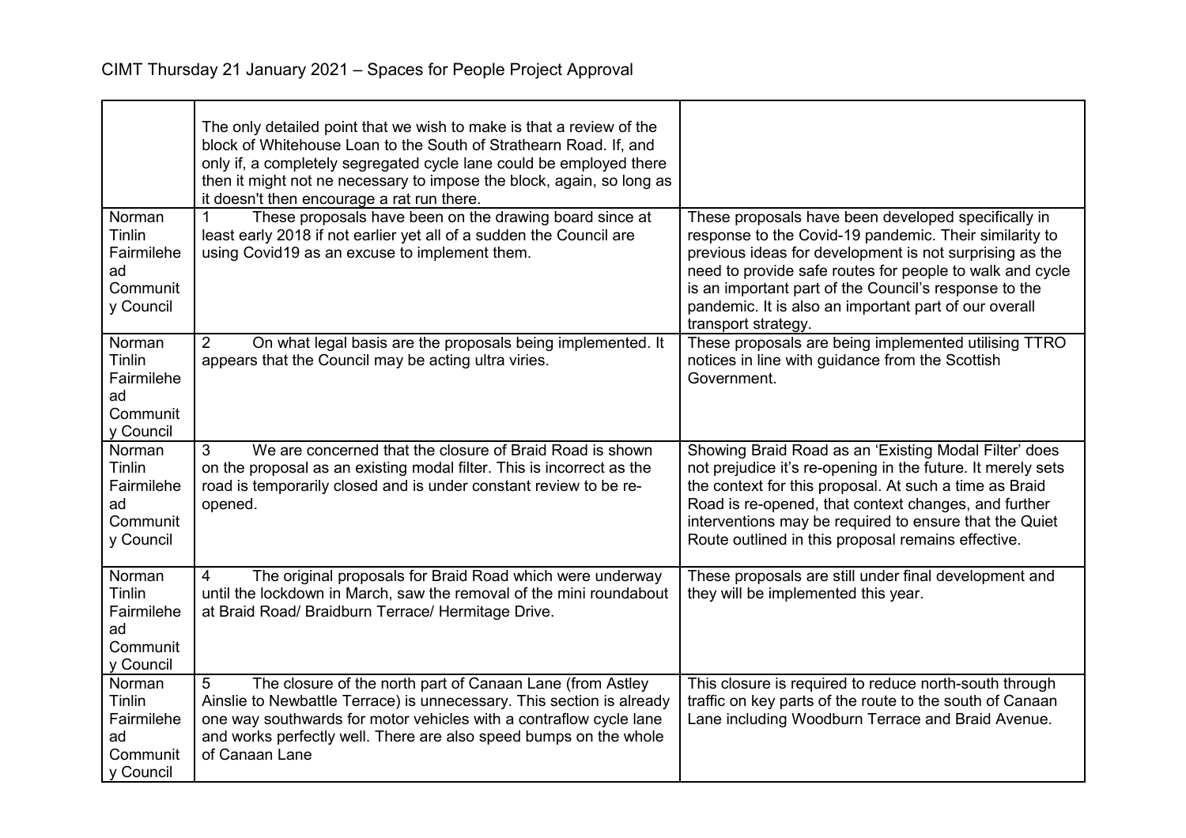CIMT Thursday 21 January 2021 – Spaces for People Project Approval

| | | |
|---|---|---|
| | The only detailed point that we wish to make is that a review of the block of Whitehouse Loan to the South of Strathearn Road. If, and only if, a completely segregated cycle lane could be employed there then it might not ne necessary to impose the block, again, so long as it doesn't then encourage a rat run there. | |
| Norman Tinlin Fairmilehead Community Council | 1 These proposals have been on the drawing board since at least early 2018 if not earlier yet all of a sudden the Council are using Covid19 as an excuse to implement them. | These proposals have been developed specifically in response to the Covid-19 pandemic. Their similarity to previous ideas for development is not surprising as the need to provide safe routes for people to walk and cycle is an important part of the Council's response to the pandemic. It is also an important part of our overall transport strategy. |
| Norman Tinlin Fairmilehead Community Council | 2 On what legal basis are the proposals being implemented. It appears that the Council may be acting ultra viries. | These proposals are being implemented utilising TTRO notices in line with guidance from the Scottish Government. |
| Norman Tinlin Fairmilehead Community Council | 3 We are concerned that the closure of Braid Road is shown on the proposal as an existing modal filter. This is incorrect as the road is temporarily closed and is under constant review to be re-opened. | Showing Braid Road as an 'Existing Modal Filter' does not prejudice it's re-opening in the future. It merely sets the context for this proposal. At such a time as Braid Road is re-opened, that context changes, and further interventions may be required to ensure that the Quiet Route outlined in this proposal remains effective. |
| Norman Tinlin Fairmilehead Community Council | 4 The original proposals for Braid Road which were underway until the lockdown in March, saw the removal of the mini roundabout at Braid Road/ Braidburn Terrace/ Hermitage Drive. | These proposals are still under final development and they will be implemented this year. |
| Norman Tinlin Fairmilehead Community Council | 5 The closure of the north part of Canaan Lane (from Astley Ainslie to Newbattle Terrace) is unnecessary. This section is already one way southwards for motor vehicles with a contraflow cycle lane and works perfectly well. There are also speed bumps on the whole of Canaan Lane | This closure is required to reduce north-south through traffic on key parts of the route to the south of Canaan Lane including Woodburn Terrace and Braid Avenue. |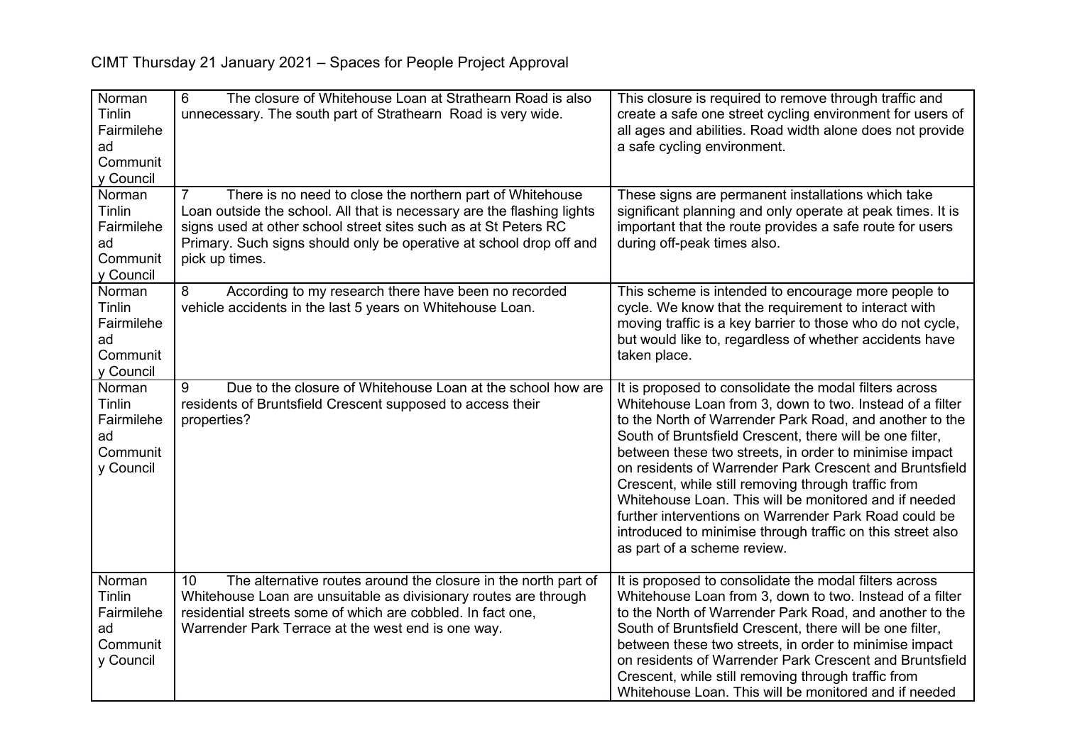CIMT Thursday 21 January 2021 – Spaces for People Project Approval

| | | |
|---|---|---|
| Norman Tinlin Fairmilehead Community Council | 6 The closure of Whitehouse Loan at Strathearn Road is also unnecessary. The south part of Strathearn Road is very wide. | This closure is required to remove through traffic and create a safe one street cycling environment for users of all ages and abilities. Road width alone does not provide a safe cycling environment. |
| Norman Tinlin Fairmilehead Community Council | 7 There is no need to close the northern part of Whitehouse Loan outside the school. All that is necessary are the flashing lights signs used at other school street sites such as at St Peters RC Primary. Such signs should only be operative at school drop off and pick up times. | These signs are permanent installations which take significant planning and only operate at peak times. It is important that the route provides a safe route for users during off-peak times also. |
| Norman Tinlin Fairmilehead Community Council | 8 According to my research there have been no recorded vehicle accidents in the last 5 years on Whitehouse Loan. | This scheme is intended to encourage more people to cycle. We know that the requirement to interact with moving traffic is a key barrier to those who do not cycle, but would like to, regardless of whether accidents have taken place. |
| Norman Tinlin Fairmilehead Community Council | 9 Due to the closure of Whitehouse Loan at the school how are residents of Bruntsfield Crescent supposed to access their properties? | It is proposed to consolidate the modal filters across Whitehouse Loan from 3, down to two. Instead of a filter to the North of Warrender Park Road, and another to the South of Bruntsfield Crescent, there will be one filter, between these two streets, in order to minimise impact on residents of Warrender Park Crescent and Bruntsfield Crescent, while still removing through traffic from Whitehouse Loan. This will be monitored and if needed further interventions on Warrender Park Road could be introduced to minimise through traffic on this street also as part of a scheme review. |
| Norman Tinlin Fairmilehead Community Council | 10 The alternative routes around the closure in the north part of Whitehouse Loan are unsuitable as divisionary routes are through residential streets some of which are cobbled. In fact one, Warrender Park Terrace at the west end is one way. | It is proposed to consolidate the modal filters across Whitehouse Loan from 3, down to two. Instead of a filter to the North of Warrender Park Road, and another to the South of Bruntsfield Crescent, there will be one filter, between these two streets, in order to minimise impact on residents of Warrender Park Crescent and Bruntsfield Crescent, while still removing through traffic from Whitehouse Loan. This will be monitored and if needed |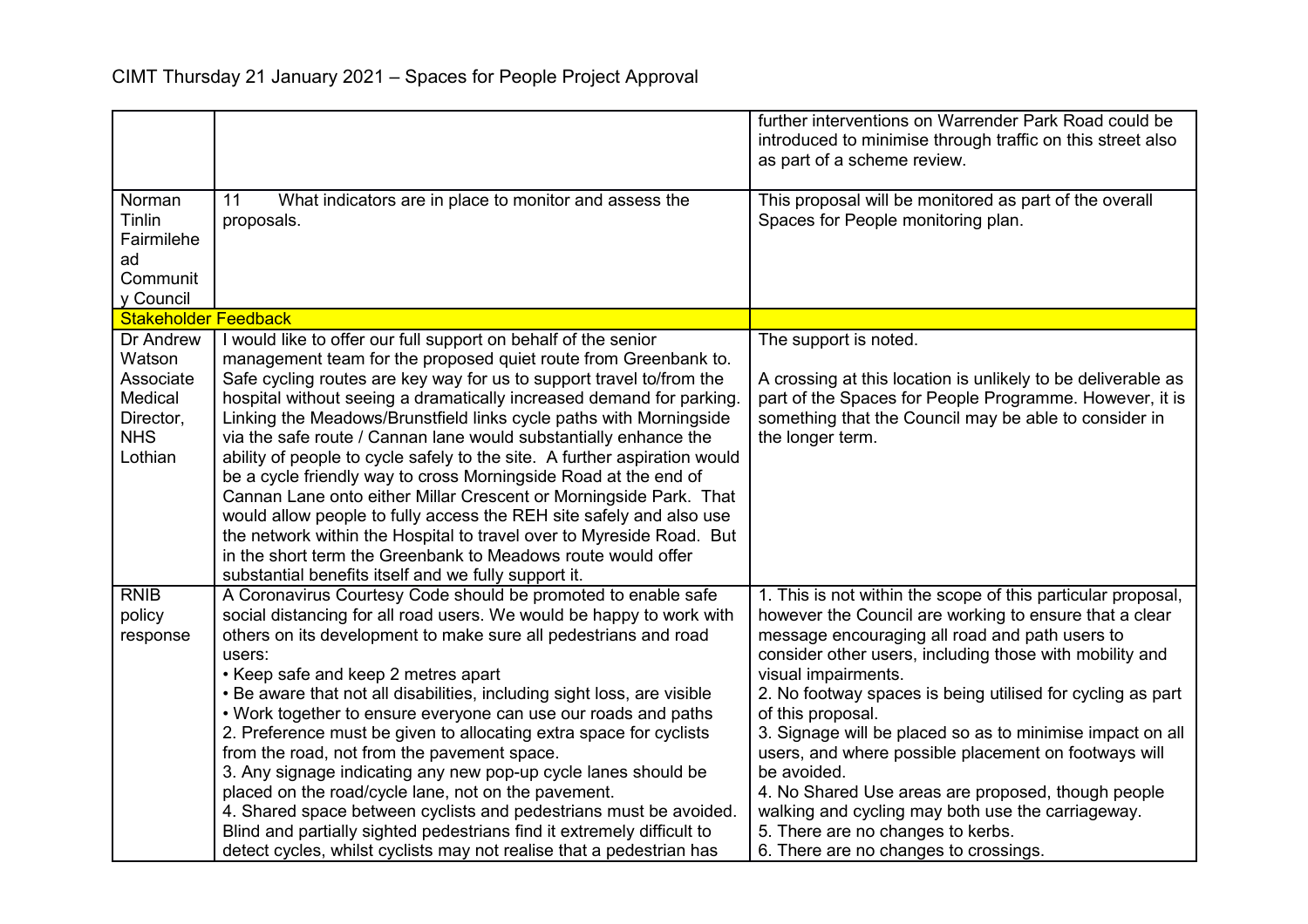CIMT Thursday 21 January 2021 – Spaces for People Project Approval

| | | |
|---|---|---|
| | | further interventions on Warrender Park Road could be introduced to minimise through traffic on this street also as part of a scheme review. |
| Norman Tinlin Fairmilehead Community Council | 11 What indicators are in place to monitor and assess the proposals. | This proposal will be monitored as part of the overall Spaces for People monitoring plan. |
| **Stakeholder Feedback** | | |
| Dr Andrew Watson Associate Medical Director, NHS Lothian | I would like to offer our full support on behalf of the senior management team for the proposed quiet route from Greenbank to. Safe cycling routes are key way for us to support travel to/from the hospital without seeing a dramatically increased demand for parking. Linking the Meadows/Brunstfield links cycle paths with Morningside via the safe route / Cannan lane would substantially enhance the ability of people to cycle safely to the site. A further aspiration would be a cycle friendly way to cross Morningside Road at the end of Cannan Lane onto either Millar Crescent or Morningside Park. That would allow people to fully access the REH site safely and also use the network within the Hospital to travel over to Myreside Road. But in the short term the Greenbank to Meadows route would offer substantial benefits itself and we fully support it. | The support is noted.<br><br>A crossing at this location is unlikely to be deliverable as part of the Spaces for People Programme. However, it is something that the Council may be able to consider in the longer term. |
| RNIB policy response | A Coronavirus Courtesy Code should be promoted to enable safe social distancing for all road users. We would be happy to work with others on its development to make sure all pedestrians and road users:<br>• Keep safe and keep 2 metres apart<br>• Be aware that not all disabilities, including sight loss, are visible<br>• Work together to ensure everyone can use our roads and paths<br>2. Preference must be given to allocating extra space for cyclists from the road, not from the pavement space.<br>3. Any signage indicating any new pop-up cycle lanes should be placed on the road/cycle lane, not on the pavement.<br>4. Shared space between cyclists and pedestrians must be avoided. Blind and partially sighted pedestrians find it extremely difficult to detect cycles, whilst cyclists may not realise that a pedestrian has | 1. This is not within the scope of this particular proposal, however the Council are working to ensure that a clear message encouraging all road and path users to consider other users, including those with mobility and visual impairments.<br>2. No footway spaces is being utilised for cycling as part of this proposal.<br>3. Signage will be placed so as to minimise impact on all users, and where possible placement on footways will be avoided.<br>4. No Shared Use areas are proposed, though people walking and cycling may both use the carriageway.<br>5. There are no changes to kerbs.<br>6. There are no changes to crossings. |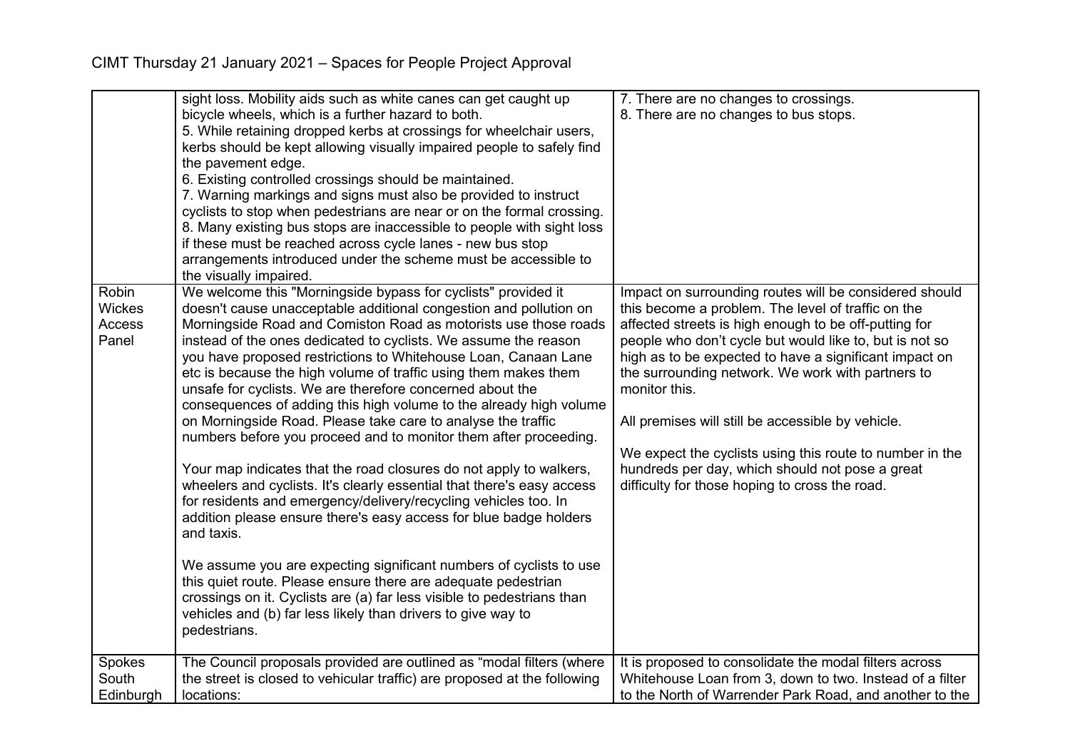CIMT Thursday 21 January 2021 – Spaces for People Project Approval

| | | |
|---|---|---|
| | sight loss. Mobility aids such as white canes can get caught up bicycle wheels, which is a further hazard to both.<br>5. While retaining dropped kerbs at crossings for wheelchair users, kerbs should be kept allowing visually impaired people to safely find the pavement edge.<br>6. Existing controlled crossings should be maintained.<br>7. Warning markings and signs must also be provided to instruct cyclists to stop when pedestrians are near or on the formal crossing.<br>8. Many existing bus stops are inaccessible to people with sight loss if these must be reached across cycle lanes - new bus stop arrangements introduced under the scheme must be accessible to the visually impaired. | 7. There are no changes to crossings.<br>8. There are no changes to bus stops. |
| Robin Wickes Access Panel | We welcome this "Morningside bypass for cyclists" provided it doesn't cause unacceptable additional congestion and pollution on Morningside Road and Comiston Road as motorists use those roads instead of the ones dedicated to cyclists. We assume the reason you have proposed restrictions to Whitehouse Loan, Canaan Lane etc is because the high volume of traffic using them makes them unsafe for cyclists. We are therefore concerned about the consequences of adding this high volume to the already high volume on Morningside Road. Please take care to analyse the traffic numbers before you proceed and to monitor them after proceeding.<br><br>Your map indicates that the road closures do not apply to walkers, wheelers and cyclists. It's clearly essential that there's easy access for residents and emergency/delivery/recycling vehicles too. In addition please ensure there's easy access for blue badge holders and taxis.<br><br>We assume you are expecting significant numbers of cyclists to use this quiet route. Please ensure there are adequate pedestrian crossings on it. Cyclists are (a) far less visible to pedestrians than vehicles and (b) far less likely than drivers to give way to pedestrians. | Impact on surrounding routes will be considered should this become a problem. The level of traffic on the affected streets is high enough to be off-putting for people who don't cycle but would like to, but is not so high as to be expected to have a significant impact on the surrounding network. We work with partners to monitor this.<br><br>All premises will still be accessible by vehicle.<br><br>We expect the cyclists using this route to number in the hundreds per day, which should not pose a great difficulty for those hoping to cross the road. |
| Spokes South Edinburgh | The Council proposals provided are outlined as "modal filters (where the street is closed to vehicular traffic) are proposed at the following locations: | It is proposed to consolidate the modal filters across Whitehouse Loan from 3, down to two. Instead of a filter to the North of Warrender Park Road, and another to the |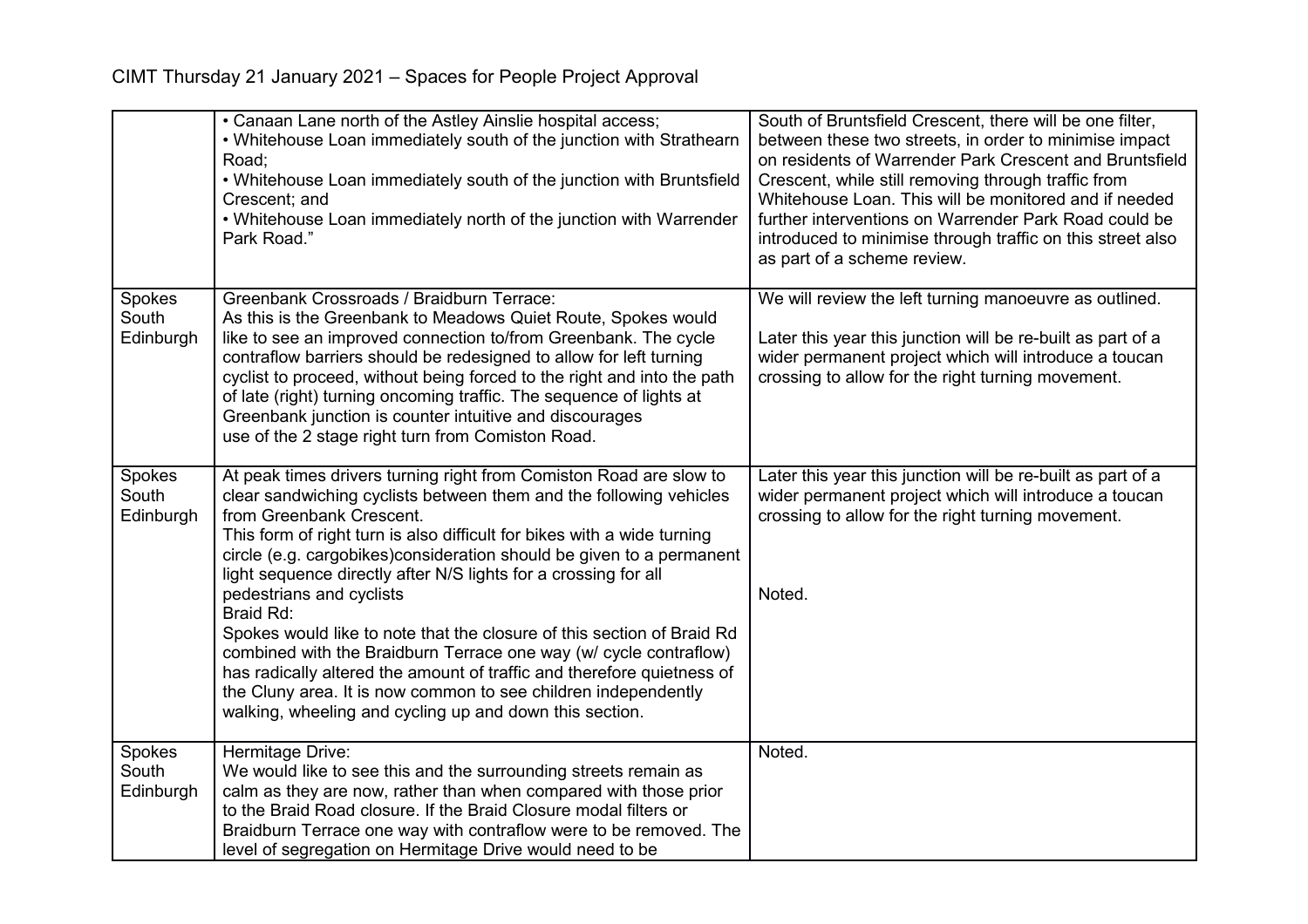| | | |
|---|---|---|
| | • Canaan Lane north of the Astley Ainslie hospital access;<br>• Whitehouse Loan immediately south of the junction with Strathearn Road;<br>• Whitehouse Loan immediately south of the junction with Bruntsfield Crescent; and<br>• Whitehouse Loan immediately north of the junction with Warrender Park Road." | South of Bruntsfield Crescent, there will be one filter, between these two streets, in order to minimise impact on residents of Warrender Park Crescent and Bruntsfield Crescent, while still removing through traffic from Whitehouse Loan. This will be monitored and if needed further interventions on Warrender Park Road could be introduced to minimise through traffic on this street also as part of a scheme review. |
| Spokes South Edinburgh | Greenbank Crossroads / Braidburn Terrace:<br>As this is the Greenbank to Meadows Quiet Route, Spokes would like to see an improved connection to/from Greenbank. The cycle contraflow barriers should be redesigned to allow for left turning cyclist to proceed, without being forced to the right and into the path of late (right) turning oncoming traffic. The sequence of lights at Greenbank junction is counter intuitive and discourages use of the 2 stage right turn from Comiston Road. | We will review the left turning manoeuvre as outlined.<br><br>Later this year this junction will be re-built as part of a wider permanent project which will introduce a toucan crossing to allow for the right turning movement. |
| Spokes South Edinburgh | At peak times drivers turning right from Comiston Road are slow to clear sandwiching cyclists between them and the following vehicles from Greenbank Crescent.<br>This form of right turn is also difficult for bikes with a wide turning circle (e.g. cargobikes)consideration should be given to a permanent light sequence directly after N/S lights for a crossing for all pedestrians and cyclists<br>Braid Rd:<br>Spokes would like to note that the closure of this section of Braid Rd combined with the Braidburn Terrace one way (w/ cycle contraflow) has radically altered the amount of traffic and therefore quietness of the Cluny area. It is now common to see children independently walking, wheeling and cycling up and down this section. | Later this year this junction will be re-built as part of a wider permanent project which will introduce a toucan crossing to allow for the right turning movement.<br><br>Noted. |
| Spokes South Edinburgh | Hermitage Drive:<br>We would like to see this and the surrounding streets remain as calm as they are now, rather than when compared with those prior to the Braid Road closure. If the Braid Closure modal filters or Braidburn Terrace one way with contraflow were to be removed. The level of segregation on Hermitage Drive would need to be | Noted. |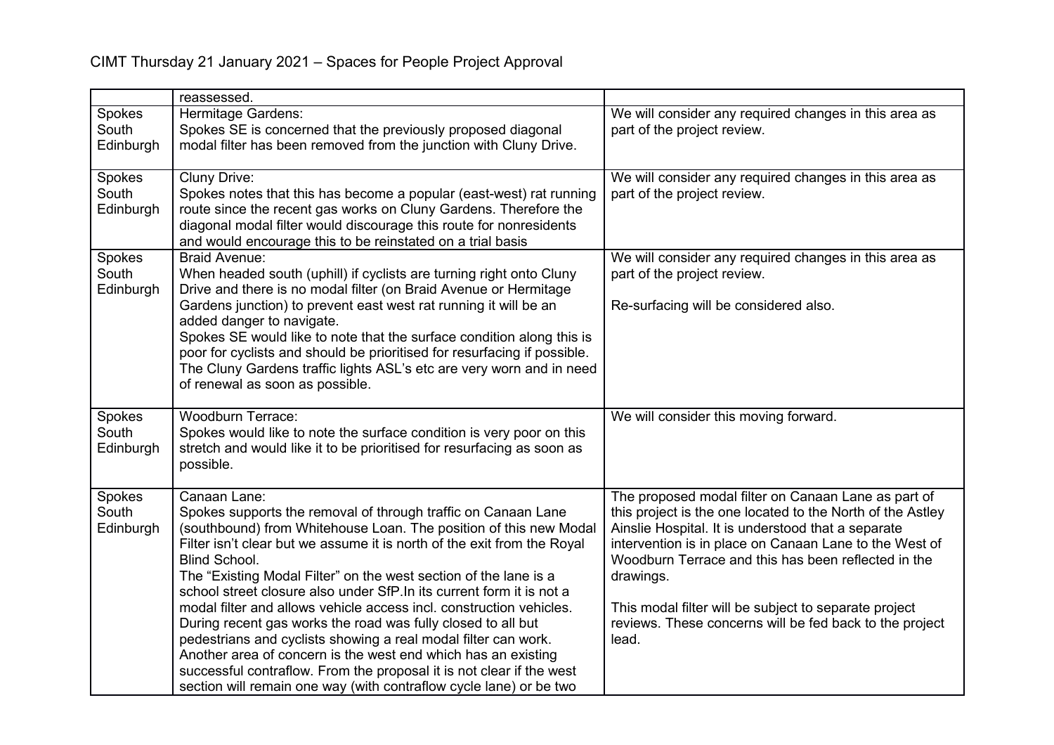CIMT Thursday 21 January 2021 – Spaces for People Project Approval

| | | |
|---|---|---|
| | reassessed. | |
| Spokes South Edinburgh | Hermitage Gardens:<br>Spokes SE is concerned that the previously proposed diagonal modal filter has been removed from the junction with Cluny Drive. | We will consider any required changes in this area as part of the project review. |
| Spokes South Edinburgh | Cluny Drive:<br>Spokes notes that this has become a popular (east-west) rat running route since the recent gas works on Cluny Gardens. Therefore the diagonal modal filter would discourage this route for nonresidents and would encourage this to be reinstated on a trial basis | We will consider any required changes in this area as part of the project review. |
| Spokes South Edinburgh | Braid Avenue:<br>When headed south (uphill) if cyclists are turning right onto Cluny Drive and there is no modal filter (on Braid Avenue or Hermitage Gardens junction) to prevent east west rat running it will be an added danger to navigate.<br>Spokes SE would like to note that the surface condition along this is poor for cyclists and should be prioritised for resurfacing if possible. The Cluny Gardens traffic lights ASL's etc are very worn and in need of renewal as soon as possible. | We will consider any required changes in this area as part of the project review.<br><br>Re-surfacing will be considered also. |
| Spokes South Edinburgh | Woodburn Terrace:<br>Spokes would like to note the surface condition is very poor on this stretch and would like it to be prioritised for resurfacing as soon as possible. | We will consider this moving forward. |
| Spokes South Edinburgh | Canaan Lane:<br>Spokes supports the removal of through traffic on Canaan Lane (southbound) from Whitehouse Loan. The position of this new Modal Filter isn't clear but we assume it is north of the exit from the Royal Blind School.<br>The "Existing Modal Filter" on the west section of the lane is a school street closure also under SfP.In its current form it is not a modal filter and allows vehicle access incl. construction vehicles. During recent gas works the road was fully closed to all but pedestrians and cyclists showing a real modal filter can work.<br>Another area of concern is the west end which has an existing successful contraflow. From the proposal it is not clear if the west section will remain one way (with contraflow cycle lane) or be two | The proposed modal filter on Canaan Lane as part of this project is the one located to the North of the Astley Ainslie Hospital. It is understood that a separate intervention is in place on Canaan Lane to the West of Woodburn Terrace and this has been reflected in the drawings.<br><br>This modal filter will be subject to separate project reviews. These concerns will be fed back to the project lead. |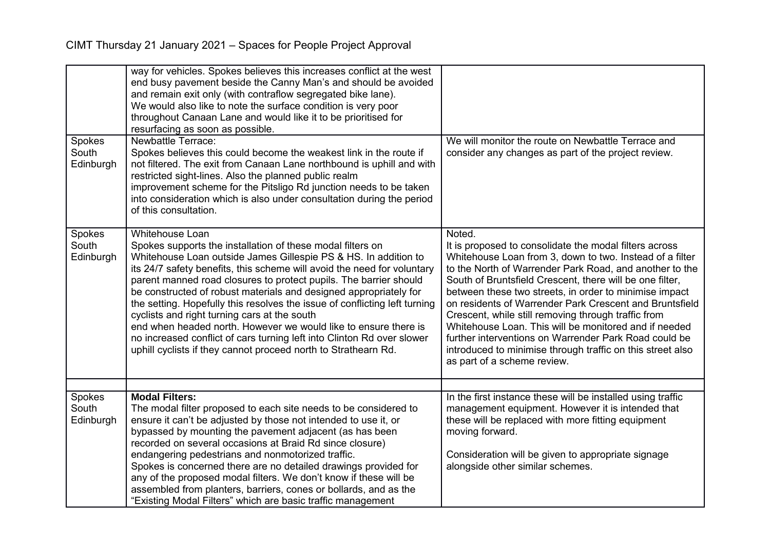CIMT Thursday 21 January 2021 – Spaces for People Project Approval

| | | |
|---|---|---|
| | way for vehicles. Spokes believes this increases conflict at the west end busy pavement beside the Canny Man's and should be avoided and remain exit only (with contraflow segregated bike lane).<br>We would also like to note the surface condition is very poor throughout Canaan Lane and would like it to be prioritised for resurfacing as soon as possible. | |
| Spokes South Edinburgh | Newbattle Terrace:<br>Spokes believes this could become the weakest link in the route if not filtered. The exit from Canaan Lane northbound is uphill and with restricted sight-lines. Also the planned public realm improvement scheme for the Pitsligo Rd junction needs to be taken into consideration which is also under consultation during the period of this consultation. | We will monitor the route on Newbattle Terrace and consider any changes as part of the project review. |
| Spokes South Edinburgh | Whitehouse Loan<br>Spokes supports the installation of these modal filters on Whitehouse Loan outside James Gillespie PS & HS. In addition to its 24/7 safety benefits, this scheme will avoid the need for voluntary parent manned road closures to protect pupils. The barrier should be constructed of robust materials and designed appropriately for the setting. Hopefully this resolves the issue of conflicting left turning cyclists and right turning cars at the south end when headed north. However we would like to ensure there is no increased conflict of cars turning left into Clinton Rd over slower uphill cyclists if they cannot proceed north to Strathearn Rd. | Noted.<br>It is proposed to consolidate the modal filters across Whitehouse Loan from 3, down to two. Instead of a filter to the North of Warrender Park Road, and another to the South of Bruntsfield Crescent, there will be one filter, between these two streets, in order to minimise impact on residents of Warrender Park Crescent and Bruntsfield Crescent, while still removing through traffic from Whitehouse Loan. This will be monitored and if needed further interventions on Warrender Park Road could be introduced to minimise through traffic on this street also as part of a scheme review. |
| | | |
| Spokes South Edinburgh | **Modal Filters:**<br>The modal filter proposed to each site needs to be considered to ensure it can't be adjusted by those not intended to use it, or bypassed by mounting the pavement adjacent (as has been recorded on several occasions at Braid Rd since closure) endangering pedestrians and nonmotorized traffic.<br>Spokes is concerned there are no detailed drawings provided for any of the proposed modal filters. We don't know if these will be assembled from planters, barriers, cones or bollards, and as the "Existing Modal Filters" which are basic traffic management | In the first instance these will be installed using traffic management equipment. However it is intended that these will be replaced with more fitting equipment moving forward.<br><br>Consideration will be given to appropriate signage alongside other similar schemes. |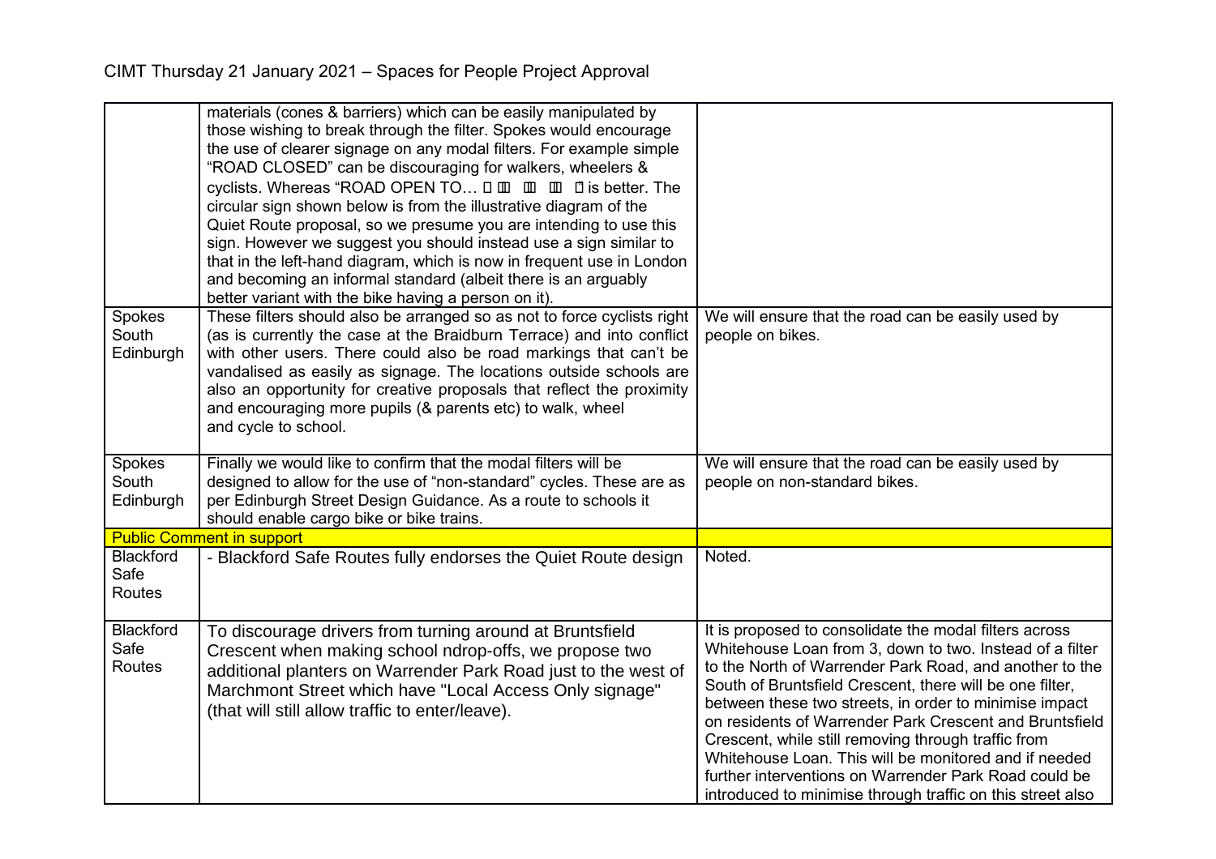| | | |
|---|---|---|
| | materials (cones & barriers) which can be easily manipulated by those wishing to break through the filter. Spokes would encourage the use of clearer signage on any modal filters. For example simple "ROAD CLOSED" can be discouraging for walkers, wheelers & cyclists. Whereas "ROAD OPEN TO… is better. The circular sign shown below is from the illustrative diagram of the Quiet Route proposal, so we presume you are intending to use this sign. However we suggest you should instead use a sign similar to that in the left-hand diagram, which is now in frequent use in London and becoming an informal standard (albeit there is an arguably better variant with the bike having a person on it). | |
| Spokes South Edinburgh | These filters should also be arranged so as not to force cyclists right (as is currently the case at the Braidburn Terrace) and into conflict with other users. There could also be road markings that can't be vandalised as easily as signage. The locations outside schools are also an opportunity for creative proposals that reflect the proximity and encouraging more pupils (& parents etc) to walk, wheel and cycle to school. | We will ensure that the road can be easily used by people on bikes. |
| Spokes South Edinburgh | Finally we would like to confirm that the modal filters will be designed to allow for the use of "non-standard" cycles. These are as per Edinburgh Street Design Guidance. As a route to schools it should enable cargo bike or bike trains. | We will ensure that the road can be easily used by people on non-standard bikes. |
| **Public Comment in support** | | |
| Blackford Safe Routes | - Blackford Safe Routes fully endorses the Quiet Route design | Noted. |
| Blackford Safe Routes | To discourage drivers from turning around at Bruntsfield Crescent when making school ndrop-offs, we propose two additional planters on Warrender Park Road just to the west of Marchmont Street which have "Local Access Only signage" (that will still allow traffic to enter/leave). | It is proposed to consolidate the modal filters across Whitehouse Loan from 3, down to two. Instead of a filter to the North of Warrender Park Road, and another to the South of Bruntsfield Crescent, there will be one filter, between these two streets, in order to minimise impact on residents of Warrender Park Crescent and Bruntsfield Crescent, while still removing through traffic from Whitehouse Loan. This will be monitored and if needed further interventions on Warrender Park Road could be introduced to minimise through traffic on this street also |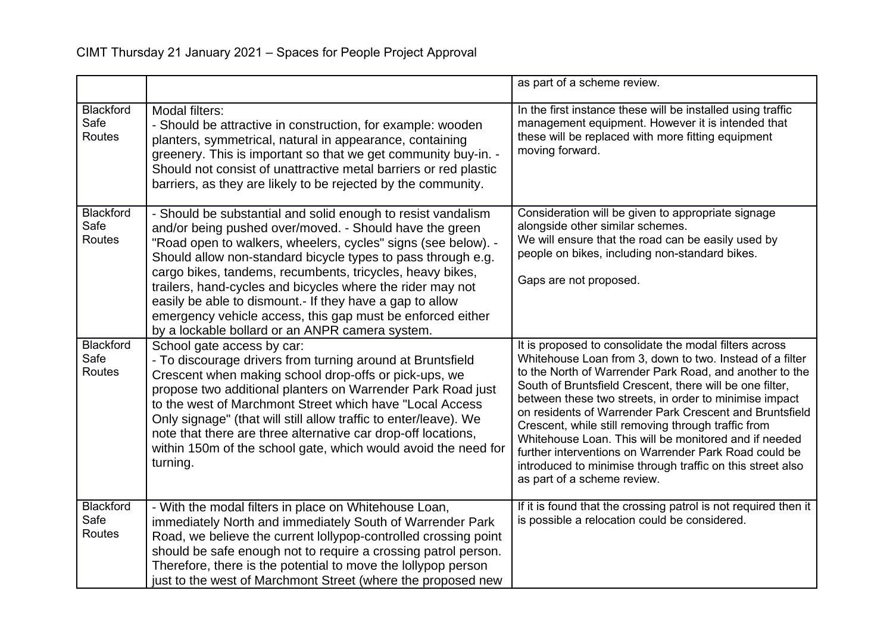CIMT Thursday 21 January 2021 – Spaces for People Project Approval

| | | |
|---|---|---|
| | | as part of a scheme review. |
| Blackford Safe Routes | Modal filters:<br>- Should be attractive in construction, for example: wooden planters, symmetrical, natural in appearance, containing greenery. This is important so that we get community buy-in. - Should not consist of unattractive metal barriers or red plastic barriers, as they are likely to be rejected by the community. | In the first instance these will be installed using traffic management equipment. However it is intended that these will be replaced with more fitting equipment moving forward. |
| Blackford Safe Routes | - Should be substantial and solid enough to resist vandalism and/or being pushed over/moved. - Should have the green "Road open to walkers, wheelers, cycles" signs (see below). - Should allow non-standard bicycle types to pass through e.g. cargo bikes, tandems, recumbents, tricycles, heavy bikes, trailers, hand-cycles and bicycles where the rider may not easily be able to dismount.- If they have a gap to allow emergency vehicle access, this gap must be enforced either by a lockable bollard or an ANPR camera system. | Consideration will be given to appropriate signage alongside other similar schemes.<br>We will ensure that the road can be easily used by people on bikes, including non-standard bikes.<br><br>Gaps are not proposed. |
| Blackford Safe Routes | School gate access by car:<br>- To discourage drivers from turning around at Bruntsfield Crescent when making school drop-offs or pick-ups, we propose two additional planters on Warrender Park Road just to the west of Marchmont Street which have "Local Access Only signage" (that will still allow traffic to enter/leave). We note that there are three alternative car drop-off locations, within 150m of the school gate, which would avoid the need for turning. | It is proposed to consolidate the modal filters across Whitehouse Loan from 3, down to two. Instead of a filter to the North of Warrender Park Road, and another to the South of Bruntsfield Crescent, there will be one filter, between these two streets, in order to minimise impact on residents of Warrender Park Crescent and Bruntsfield Crescent, while still removing through traffic from Whitehouse Loan. This will be monitored and if needed further interventions on Warrender Park Road could be introduced to minimise through traffic on this street also as part of a scheme review. |
| Blackford Safe Routes | - With the modal filters in place on Whitehouse Loan, immediately North and immediately South of Warrender Park Road, we believe the current lollypop-controlled crossing point should be safe enough not to require a crossing patrol person. Therefore, there is the potential to move the lollypop person just to the west of Marchmont Street (where the proposed new | If it is found that the crossing patrol is not required then it is possible a relocation could be considered. |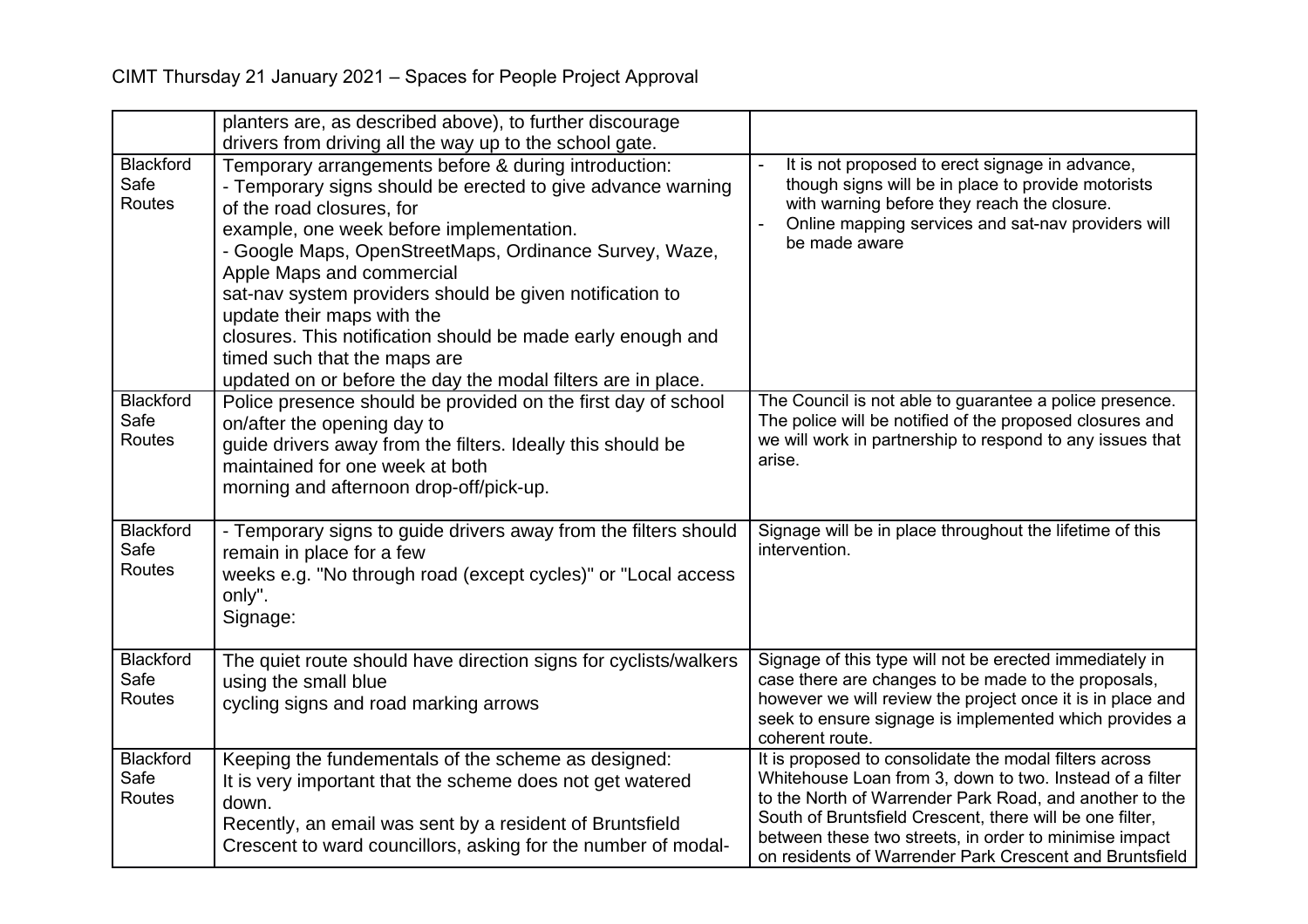CIMT Thursday 21 January 2021 – Spaces for People Project Approval

| | | |
|---|---|---|
| | planters are, as described above), to further discourage drivers from driving all the way up to the school gate. | |
| Blackford Safe Routes | Temporary arrangements before & during introduction:<br>- Temporary signs should be erected to give advance warning of the road closures, for example, one week before implementation.<br>- Google Maps, OpenStreetMaps, Ordinance Survey, Waze, Apple Maps and commercial sat-nav system providers should be given notification to update their maps with the closures. This notification should be made early enough and timed such that the maps are updated on or before the day the modal filters are in place. | - It is not proposed to erect signage in advance, though signs will be in place to provide motorists with warning before they reach the closure.<br>- Online mapping services and sat-nav providers will be made aware |
| Blackford Safe Routes | Police presence should be provided on the first day of school on/after the opening day to guide drivers away from the filters. Ideally this should be maintained for one week at both morning and afternoon drop-off/pick-up. | The Council is not able to guarantee a police presence. The police will be notified of the proposed closures and we will work in partnership to respond to any issues that arise. |
| Blackford Safe Routes | - Temporary signs to guide drivers away from the filters should remain in place for a few weeks e.g. "No through road (except cycles)" or "Local access only".<br>Signage: | Signage will be in place throughout the lifetime of this intervention. |
| Blackford Safe Routes | The quiet route should have direction signs for cyclists/walkers using the small blue cycling signs and road marking arrows | Signage of this type will not be erected immediately in case there are changes to be made to the proposals, however we will review the project once it is in place and seek to ensure signage is implemented which provides a coherent route. |
| Blackford Safe Routes | Keeping the fundementals of the scheme as designed:<br>It is very important that the scheme does not get watered down.<br>Recently, an email was sent by a resident of Bruntsfield Crescent to ward councillors, asking for the number of modal- | It is proposed to consolidate the modal filters across Whitehouse Loan from 3, down to two. Instead of a filter to the North of Warrender Park Road, and another to the South of Bruntsfield Crescent, there will be one filter, between these two streets, in order to minimise impact on residents of Warrender Park Crescent and Bruntsfield |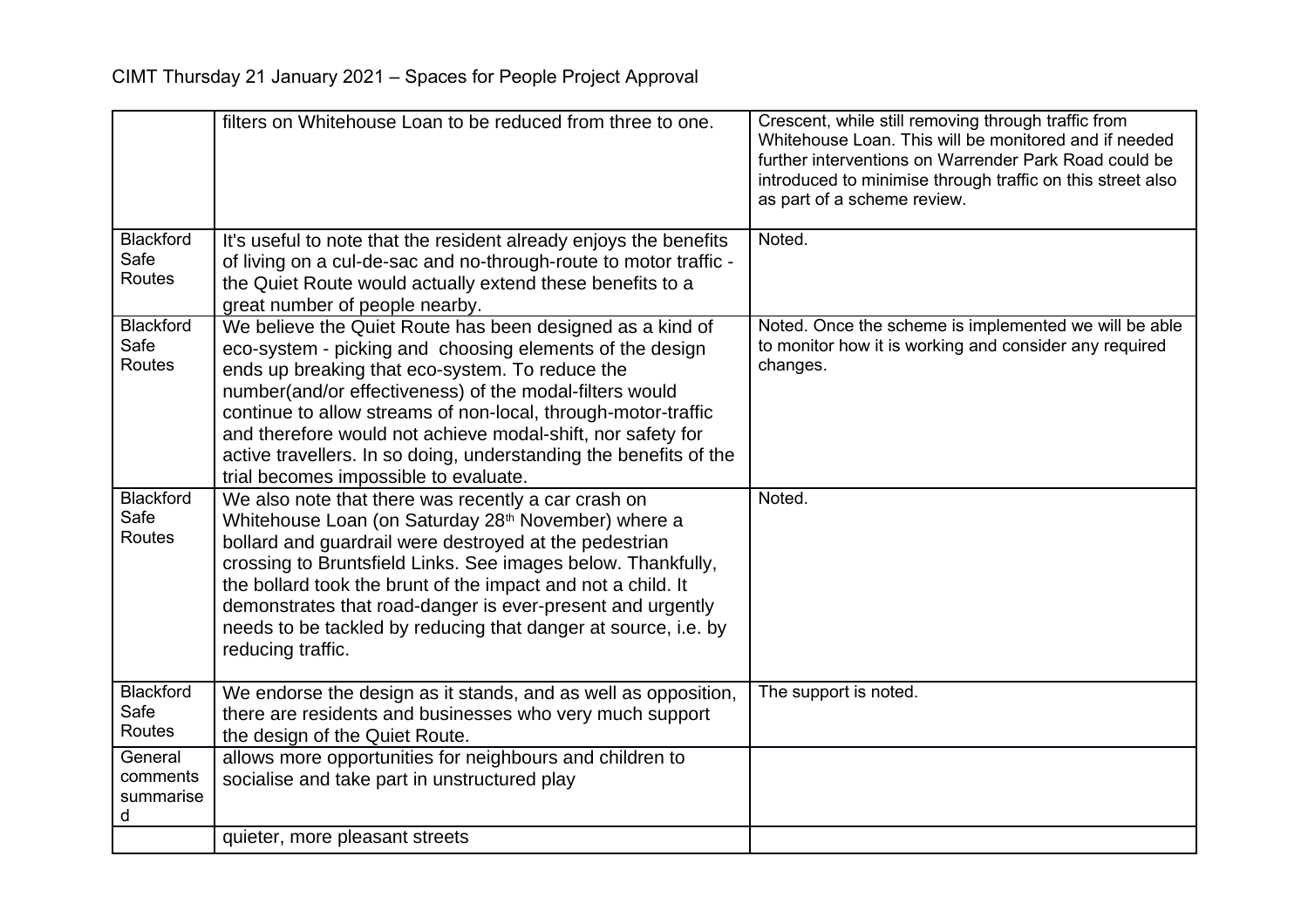| | | |
|---|---|---|
| | filters on Whitehouse Loan to be reduced from three to one. | Crescent, while still removing through traffic from Whitehouse Loan. This will be monitored and if needed further interventions on Warrender Park Road could be introduced to minimise through traffic on this street also as part of a scheme review. |
| Blackford Safe Routes | It's useful to note that the resident already enjoys the benefits of living on a cul-de-sac and no-through-route to motor traffic - the Quiet Route would actually extend these benefits to a great number of people nearby. | Noted. |
| Blackford Safe Routes | We believe the Quiet Route has been designed as a kind of eco-system - picking and choosing elements of the design ends up breaking that eco-system. To reduce the number(and/or effectiveness) of the modal-filters would continue to allow streams of non-local, through-motor-traffic and therefore would not achieve modal-shift, nor safety for active travellers. In so doing, understanding the benefits of the trial becomes impossible to evaluate. | Noted. Once the scheme is implemented we will be able to monitor how it is working and consider any required changes. |
| Blackford Safe Routes | We also note that there was recently a car crash on Whitehouse Loan (on Saturday 28th November) where a bollard and guardrail were destroyed at the pedestrian crossing to Bruntsfield Links. See images below. Thankfully, the bollard took the brunt of the impact and not a child. It demonstrates that road-danger is ever-present and urgently needs to be tackled by reducing that danger at source, i.e. by reducing traffic. | Noted. |
| Blackford Safe Routes | We endorse the design as it stands, and as well as opposition, there are residents and businesses who very much support the design of the Quiet Route. | The support is noted. |
| General comments summarised | allows more opportunities for neighbours and children to socialise and take part in unstructured play | |
| | quieter, more pleasant streets | |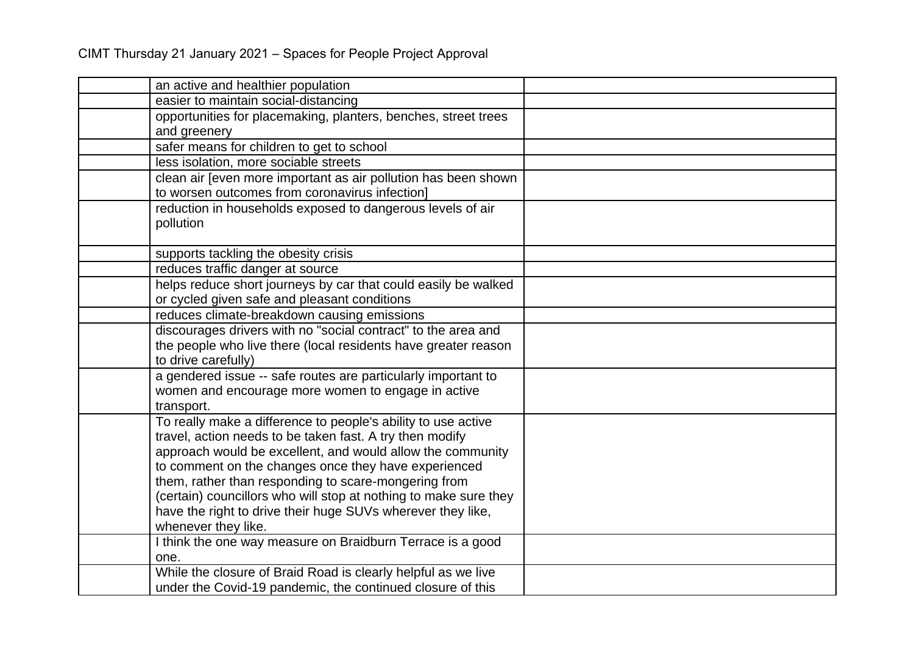| | | |
|---|---|---|
| | an active and healthier population | |
| | easier to maintain social-distancing | |
| | opportunities for placemaking, planters, benches, street trees and greenery | |
| | safer means for children to get to school | |
| | less isolation, more sociable streets | |
| | clean air [even more important as air pollution has been shown to worsen outcomes from coronavirus infection] | |
| | reduction in households exposed to dangerous levels of air pollution | |
| | supports tackling the obesity crisis | |
| | reduces traffic danger at source | |
| | helps reduce short journeys by car that could easily be walked or cycled given safe and pleasant conditions | |
| | reduces climate-breakdown causing emissions | |
| | discourages drivers with no "social contract" to the area and the people who live there (local residents have greater reason to drive carefully) | |
| | a gendered issue -- safe routes are particularly important to women and encourage more women to engage in active transport. | |
| | To really make a difference to people's ability to use active travel, action needs to be taken fast. A try then modify approach would be excellent, and would allow the community to comment on the changes once they have experienced them, rather than responding to scare-mongering from (certain) councillors who will stop at nothing to make sure they have the right to drive their huge SUVs wherever they like, whenever they like. | |
| | I think the one way measure on Braidburn Terrace is a good one. | |
| | While the closure of Braid Road is clearly helpful as we live under the Covid-19 pandemic, the continued closure of this | |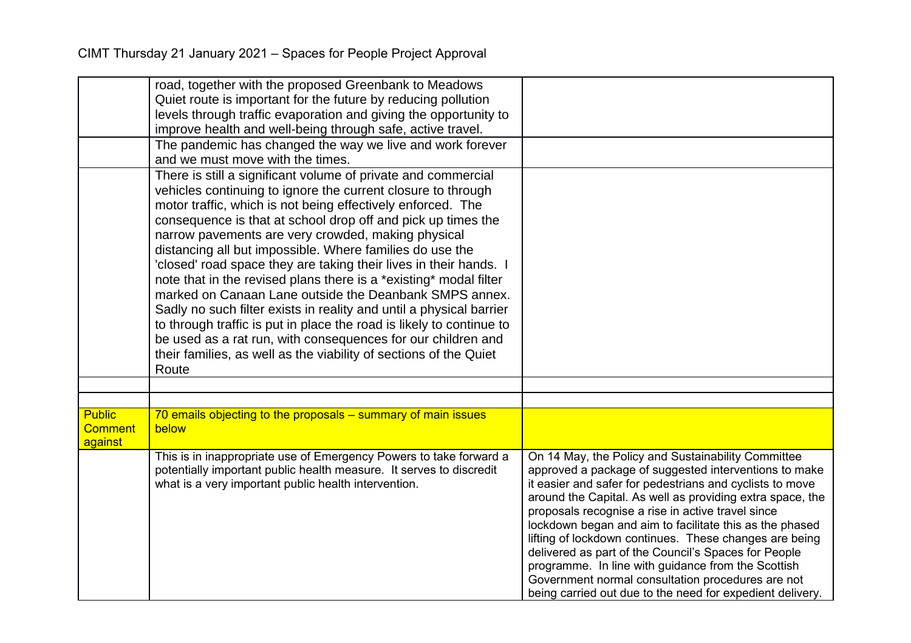| | | |
|---|---|---|
| | road, together with the proposed Greenbank to Meadows Quiet route is important for the future by reducing pollution levels through traffic evaporation and giving the opportunity to improve health and well-being through safe, active travel. | |
| | The pandemic has changed the way we live and work forever and we must move with the times. | |
| | There is still a significant volume of private and commercial vehicles continuing to ignore the current closure to through motor traffic, which is not being effectively enforced. The consequence is that at school drop off and pick up times the narrow pavements are very crowded, making physical distancing all but impossible. Where families do use the 'closed' road space they are taking their lives in their hands. I note that in the revised plans there is a *existing* modal filter marked on Canaan Lane outside the Deanbank SMPS annex. Sadly no such filter exists in reality and until a physical barrier to through traffic is put in place the road is likely to continue to be used as a rat run, with consequences for our children and their families, as well as the viability of sections of the Quiet Route | |
| | | |
| | | |
| Public Comment against | 70 emails objecting to the proposals – summary of main issues below | |
| | This is in inappropriate use of Emergency Powers to take forward a potentially important public health measure. It serves to discredit what is a very important public health intervention. | On 14 May, the Policy and Sustainability Committee approved a package of suggested interventions to make it easier and safer for pedestrians and cyclists to move around the Capital. As well as providing extra space, the proposals recognise a rise in active travel since lockdown began and aim to facilitate this as the phased lifting of lockdown continues. These changes are being delivered as part of the Council's Spaces for People programme. In line with guidance from the Scottish Government normal consultation procedures are not being carried out due to the need for expedient delivery. |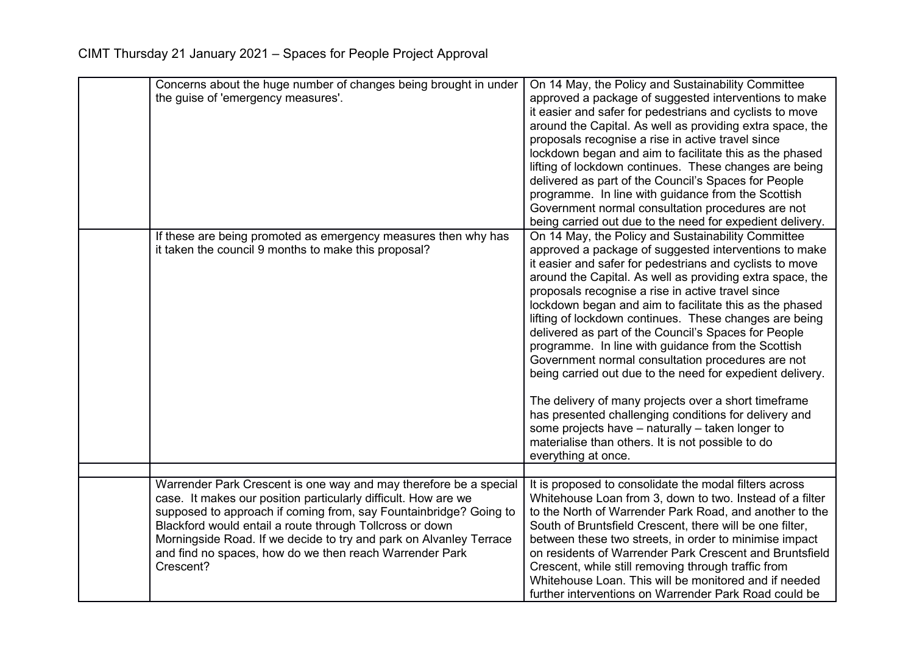CIMT Thursday 21 January 2021 – Spaces for People Project Approval

| | | |
|---|---|---|
| | Concerns about the huge number of changes being brought in under the guise of 'emergency measures'. | On 14 May, the Policy and Sustainability Committee approved a package of suggested interventions to make it easier and safer for pedestrians and cyclists to move around the Capital. As well as providing extra space, the proposals recognise a rise in active travel since lockdown began and aim to facilitate this as the phased lifting of lockdown continues. These changes are being delivered as part of the Council's Spaces for People programme. In line with guidance from the Scottish Government normal consultation procedures are not being carried out due to the need for expedient delivery. |
| | If these are being promoted as emergency measures then why has it taken the council 9 months to make this proposal? | On 14 May, the Policy and Sustainability Committee approved a package of suggested interventions to make it easier and safer for pedestrians and cyclists to move around the Capital. As well as providing extra space, the proposals recognise a rise in active travel since lockdown began and aim to facilitate this as the phased lifting of lockdown continues. These changes are being delivered as part of the Council's Spaces for People programme. In line with guidance from the Scottish Government normal consultation procedures are not being carried out due to the need for expedient delivery.<br><br>The delivery of many projects over a short timeframe has presented challenging conditions for delivery and some projects have – naturally – taken longer to materialise than others. It is not possible to do everything at once. |
| | | |
| | Warrender Park Crescent is one way and may therefore be a special case. It makes our position particularly difficult. How are we supposed to approach if coming from, say Fountainbridge? Going to Blackford would entail a route through Tollcross or down Morningside Road. If we decide to try and park on Alvanley Terrace and find no spaces, how do we then reach Warrender Park Crescent? | It is proposed to consolidate the modal filters across Whitehouse Loan from 3, down to two. Instead of a filter to the North of Warrender Park Road, and another to the South of Bruntsfield Crescent, there will be one filter, between these two streets, in order to minimise impact on residents of Warrender Park Crescent and Bruntsfield Crescent, while still removing through traffic from Whitehouse Loan. This will be monitored and if needed further interventions on Warrender Park Road could be |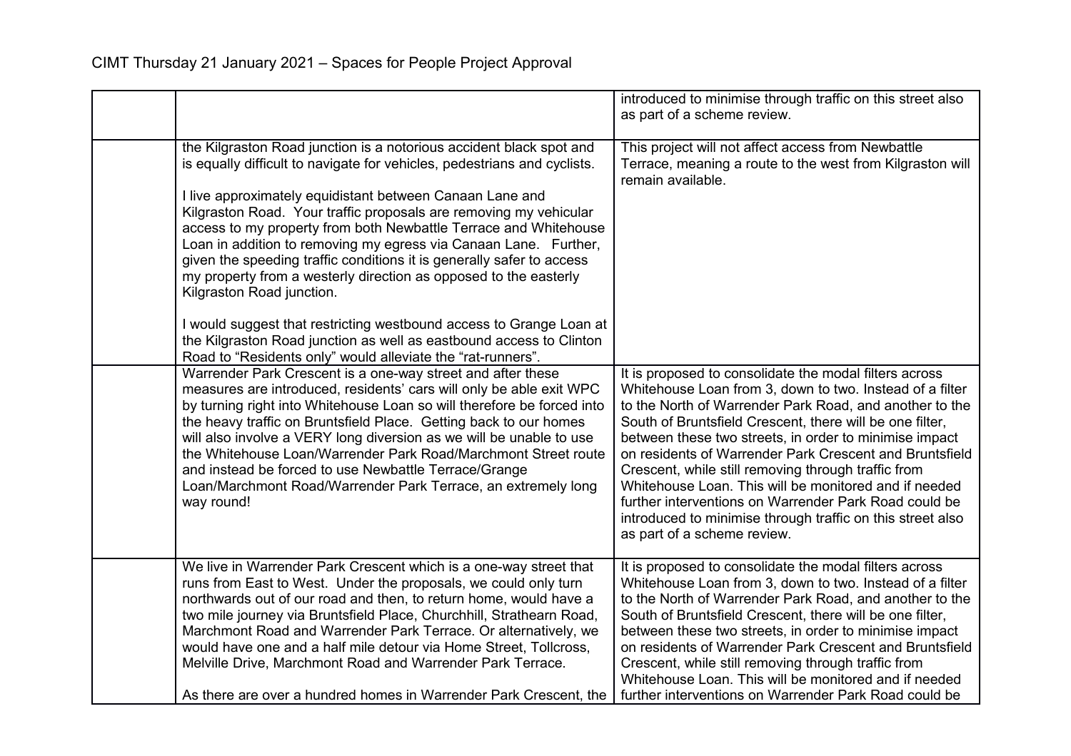| | | |
|---|---|---|
| | | introduced to minimise through traffic on this street also as part of a scheme review. |
| | the Kilgraston Road junction is a notorious accident black spot and is equally difficult to navigate for vehicles, pedestrians and cyclists.<br><br>I live approximately equidistant between Canaan Lane and Kilgraston Road. Your traffic proposals are removing my vehicular access to my property from both Newbattle Terrace and Whitehouse Loan in addition to removing my egress via Canaan Lane. Further, given the speeding traffic conditions it is generally safer to access my property from a westerly direction as opposed to the easterly Kilgraston Road junction.<br><br>I would suggest that restricting westbound access to Grange Loan at the Kilgraston Road junction as well as eastbound access to Clinton Road to "Residents only" would alleviate the "rat-runners". | This project will not affect access from Newbattle Terrace, meaning a route to the west from Kilgraston will remain available. |
| | Warrender Park Crescent is a one-way street and after these measures are introduced, residents' cars will only be able exit WPC by turning right into Whitehouse Loan so will therefore be forced into the heavy traffic on Bruntsfield Place. Getting back to our homes will also involve a VERY long diversion as we will be unable to use the Whitehouse Loan/Warrender Park Road/Marchmont Street route and instead be forced to use Newbattle Terrace/Grange Loan/Marchmont Road/Warrender Park Terrace, an extremely long way round! | It is proposed to consolidate the modal filters across Whitehouse Loan from 3, down to two. Instead of a filter to the North of Warrender Park Road, and another to the South of Bruntsfield Crescent, there will be one filter, between these two streets, in order to minimise impact on residents of Warrender Park Crescent and Bruntsfield Crescent, while still removing through traffic from Whitehouse Loan. This will be monitored and if needed further interventions on Warrender Park Road could be introduced to minimise through traffic on this street also as part of a scheme review. |
| | We live in Warrender Park Crescent which is a one-way street that runs from East to West. Under the proposals, we could only turn northwards out of our road and then, to return home, would have a two mile journey via Bruntsfield Place, Churchhill, Strathearn Road, Marchmont Road and Warrender Park Terrace. Or alternatively, we would have one and a half mile detour via Home Street, Tollcross, Melville Drive, Marchmont Road and Warrender Park Terrace.<br><br>As there are over a hundred homes in Warrender Park Crescent, the | It is proposed to consolidate the modal filters across Whitehouse Loan from 3, down to two. Instead of a filter to the North of Warrender Park Road, and another to the South of Bruntsfield Crescent, there will be one filter, between these two streets, in order to minimise impact on residents of Warrender Park Crescent and Bruntsfield Crescent, while still removing through traffic from Whitehouse Loan. This will be monitored and if needed further interventions on Warrender Park Road could be |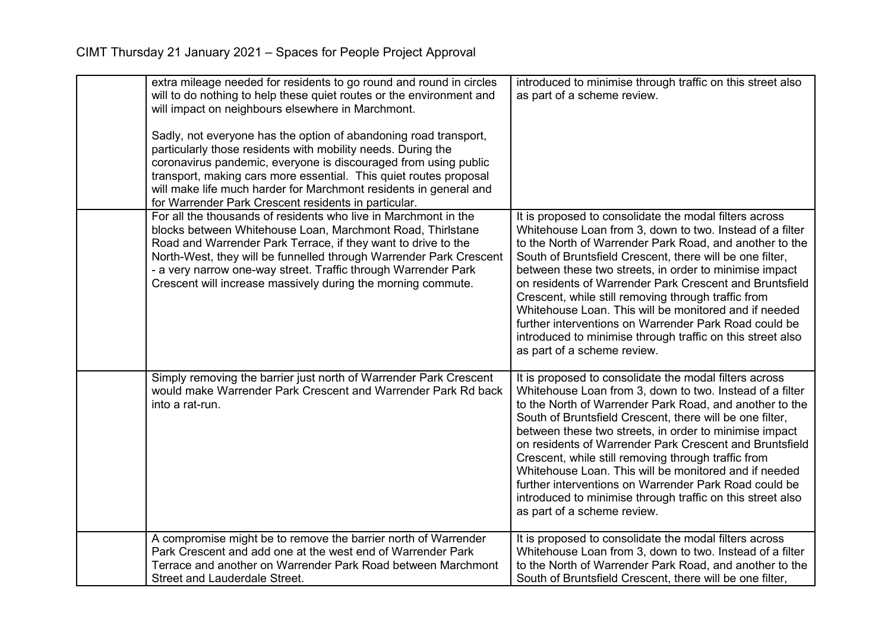| | | |
|---|---|---|
| | extra mileage needed for residents to go round and round in circles will to do nothing to help these quiet routes or the environment and will impact on neighbours elsewhere in Marchmont.<br><br>Sadly, not everyone has the option of abandoning road transport, particularly those residents with mobility needs. During the coronavirus pandemic, everyone is discouraged from using public transport, making cars more essential. This quiet routes proposal will make life much harder for Marchmont residents in general and for Warrender Park Crescent residents in particular. | introduced to minimise through traffic on this street also as part of a scheme review. |
| | For all the thousands of residents who live in Marchmont in the blocks between Whitehouse Loan, Marchmont Road, Thirlstane Road and Warrender Park Terrace, if they want to drive to the North-West, they will be funnelled through Warrender Park Crescent - a very narrow one-way street. Traffic through Warrender Park Crescent will increase massively during the morning commute. | It is proposed to consolidate the modal filters across Whitehouse Loan from 3, down to two. Instead of a filter to the North of Warrender Park Road, and another to the South of Bruntsfield Crescent, there will be one filter, between these two streets, in order to minimise impact on residents of Warrender Park Crescent and Bruntsfield Crescent, while still removing through traffic from Whitehouse Loan. This will be monitored and if needed further interventions on Warrender Park Road could be introduced to minimise through traffic on this street also as part of a scheme review. |
| | Simply removing the barrier just north of Warrender Park Crescent would make Warrender Park Crescent and Warrender Park Rd back into a rat-run. | It is proposed to consolidate the modal filters across Whitehouse Loan from 3, down to two. Instead of a filter to the North of Warrender Park Road, and another to the South of Bruntsfield Crescent, there will be one filter, between these two streets, in order to minimise impact on residents of Warrender Park Crescent and Bruntsfield Crescent, while still removing through traffic from Whitehouse Loan. This will be monitored and if needed further interventions on Warrender Park Road could be introduced to minimise through traffic on this street also as part of a scheme review. |
| | A compromise might be to remove the barrier north of Warrender Park Crescent and add one at the west end of Warrender Park Terrace and another on Warrender Park Road between Marchmont Street and Lauderdale Street. | It is proposed to consolidate the modal filters across Whitehouse Loan from 3, down to two. Instead of a filter to the North of Warrender Park Road, and another to the South of Bruntsfield Crescent, there will be one filter, |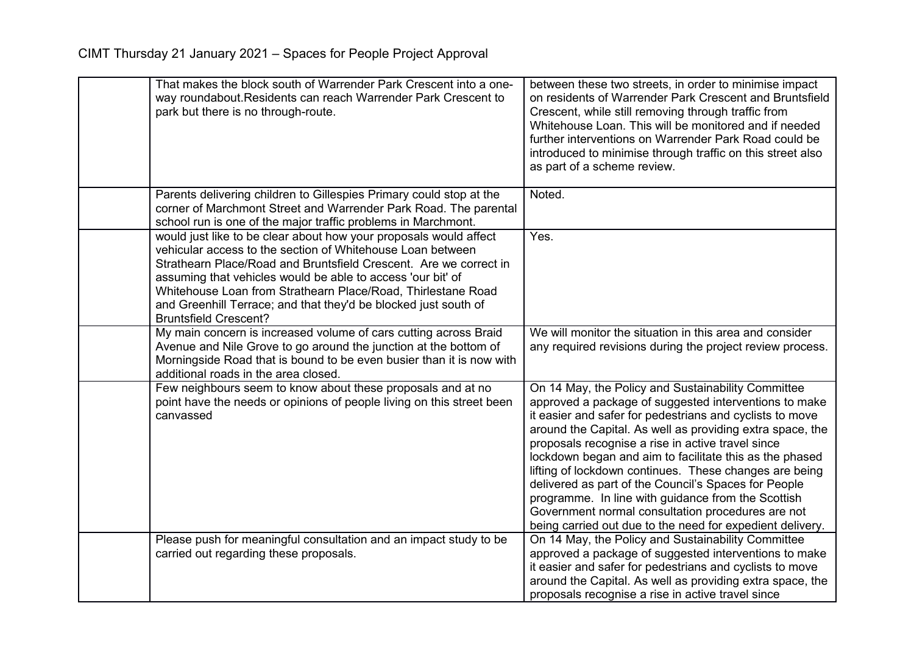| | | |
|---|---|---|
| | That makes the block south of Warrender Park Crescent into a one-way roundabout.Residents can reach Warrender Park Crescent to park but there is no through-route. | between these two streets, in order to minimise impact on residents of Warrender Park Crescent and Bruntsfield Crescent, while still removing through traffic from Whitehouse Loan. This will be monitored and if needed further interventions on Warrender Park Road could be introduced to minimise through traffic on this street also as part of a scheme review. |
| | Parents delivering children to Gillespies Primary could stop at the corner of Marchmont Street and Warrender Park Road. The parental school run is one of the major traffic problems in Marchmont. | Noted. |
| | would just like to be clear about how your proposals would affect vehicular access to the section of Whitehouse Loan between Strathearn Place/Road and Bruntsfield Crescent. Are we correct in assuming that vehicles would be able to access 'our bit' of Whitehouse Loan from Strathearn Place/Road, Thirlestane Road and Greenhill Terrace; and that they'd be blocked just south of Bruntsfield Crescent? | Yes. |
| | My main concern is increased volume of cars cutting across Braid Avenue and Nile Grove to go around the junction at the bottom of Morningside Road that is bound to be even busier than it is now with additional roads in the area closed. | We will monitor the situation in this area and consider any required revisions during the project review process. |
| | Few neighbours seem to know about these proposals and at no point have the needs or opinions of people living on this street been canvassed | On 14 May, the Policy and Sustainability Committee approved a package of suggested interventions to make it easier and safer for pedestrians and cyclists to move around the Capital. As well as providing extra space, the proposals recognise a rise in active travel since lockdown began and aim to facilitate this as the phased lifting of lockdown continues. These changes are being delivered as part of the Council's Spaces for People programme. In line with guidance from the Scottish Government normal consultation procedures are not being carried out due to the need for expedient delivery. |
| | Please push for meaningful consultation and an impact study to be carried out regarding these proposals. | On 14 May, the Policy and Sustainability Committee approved a package of suggested interventions to make it easier and safer for pedestrians and cyclists to move around the Capital. As well as providing extra space, the proposals recognise a rise in active travel since |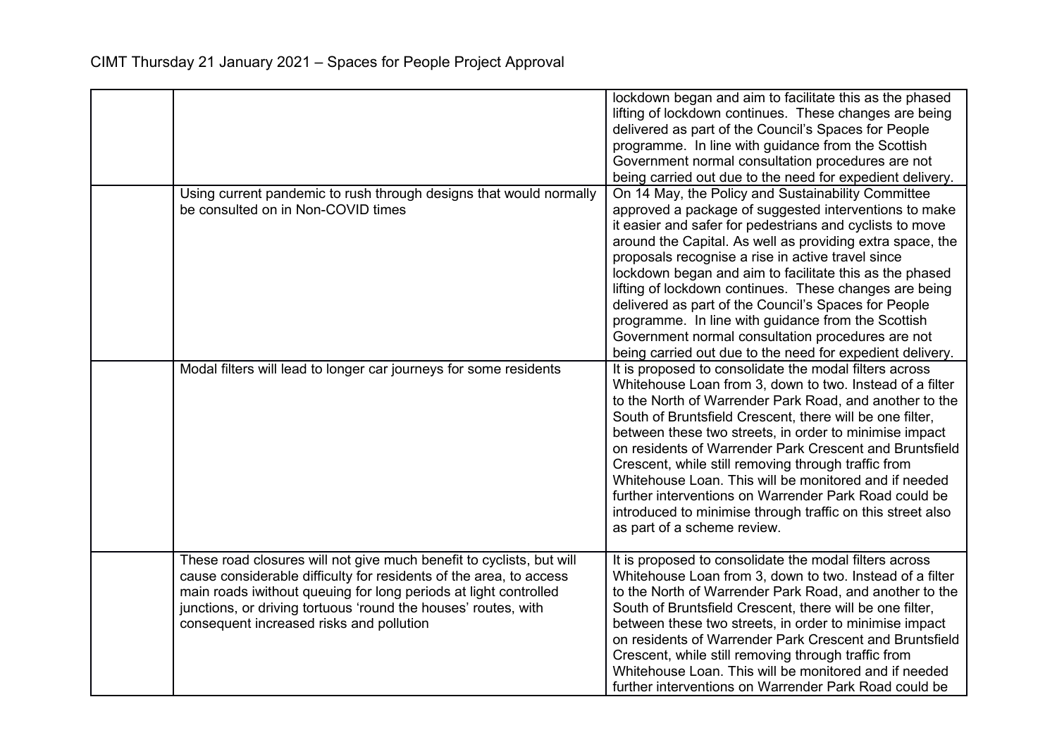| | | |
|---|---|---|
| | | lockdown began and aim to facilitate this as the phased lifting of lockdown continues. These changes are being delivered as part of the Council's Spaces for People programme. In line with guidance from the Scottish Government normal consultation procedures are not being carried out due to the need for expedient delivery. |
| | Using current pandemic to rush through designs that would normally be consulted on in Non-COVID times | On 14 May, the Policy and Sustainability Committee approved a package of suggested interventions to make it easier and safer for pedestrians and cyclists to move around the Capital. As well as providing extra space, the proposals recognise a rise in active travel since lockdown began and aim to facilitate this as the phased lifting of lockdown continues. These changes are being delivered as part of the Council's Spaces for People programme. In line with guidance from the Scottish Government normal consultation procedures are not being carried out due to the need for expedient delivery. |
| | Modal filters will lead to longer car journeys for some residents | It is proposed to consolidate the modal filters across Whitehouse Loan from 3, down to two. Instead of a filter to the North of Warrender Park Road, and another to the South of Bruntsfield Crescent, there will be one filter, between these two streets, in order to minimise impact on residents of Warrender Park Crescent and Bruntsfield Crescent, while still removing through traffic from Whitehouse Loan. This will be monitored and if needed further interventions on Warrender Park Road could be introduced to minimise through traffic on this street also as part of a scheme review. |
| | These road closures will not give much benefit to cyclists, but will cause considerable difficulty for residents of the area, to access main roads iwithout queuing for long periods at light controlled junctions, or driving tortuous 'round the houses' routes, with consequent increased risks and pollution | It is proposed to consolidate the modal filters across Whitehouse Loan from 3, down to two. Instead of a filter to the North of Warrender Park Road, and another to the South of Bruntsfield Crescent, there will be one filter, between these two streets, in order to minimise impact on residents of Warrender Park Crescent and Bruntsfield Crescent, while still removing through traffic from Whitehouse Loan. This will be monitored and if needed further interventions on Warrender Park Road could be |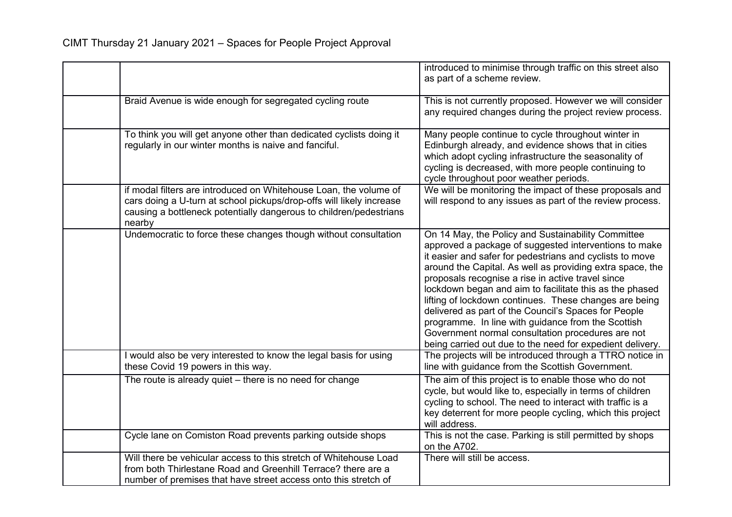CIMT Thursday 21 January 2021 – Spaces for People Project Approval

| | | |
|---|---|---|
| | | introduced to minimise through traffic on this street also as part of a scheme review. |
| | Braid Avenue is wide enough for segregated cycling route | This is not currently proposed. However we will consider any required changes during the project review process. |
| | To think you will get anyone other than dedicated cyclists doing it regularly in our winter months is naive and fanciful. | Many people continue to cycle throughout winter in Edinburgh already, and evidence shows that in cities which adopt cycling infrastructure the seasonality of cycling is decreased, with more people continuing to cycle throughout poor weather periods. |
| | if modal filters are introduced on Whitehouse Loan, the volume of cars doing a U-turn at school pickups/drop-offs will likely increase causing a bottleneck potentially dangerous to children/pedestrians nearby | We will be monitoring the impact of these proposals and will respond to any issues as part of the review process. |
| | Undemocratic to force these changes though without consultation | On 14 May, the Policy and Sustainability Committee approved a package of suggested interventions to make it easier and safer for pedestrians and cyclists to move around the Capital. As well as providing extra space, the proposals recognise a rise in active travel since lockdown began and aim to facilitate this as the phased lifting of lockdown continues. These changes are being delivered as part of the Council's Spaces for People programme. In line with guidance from the Scottish Government normal consultation procedures are not being carried out due to the need for expedient delivery. |
| | I would also be very interested to know the legal basis for using these Covid 19 powers in this way. | The projects will be introduced through a TTRO notice in line with guidance from the Scottish Government. |
| | The route is already quiet – there is no need for change | The aim of this project is to enable those who do not cycle, but would like to, especially in terms of children cycling to school. The need to interact with traffic is a key deterrent for more people cycling, which this project will address. |
| | Cycle lane on Comiston Road prevents parking outside shops | This is not the case. Parking is still permitted by shops on the A702. |
| | Will there be vehicular access to this stretch of Whitehouse Load from both Thirlestane Road and Greenhill Terrace? there are a number of premises that have street access onto this stretch of | There will still be access. |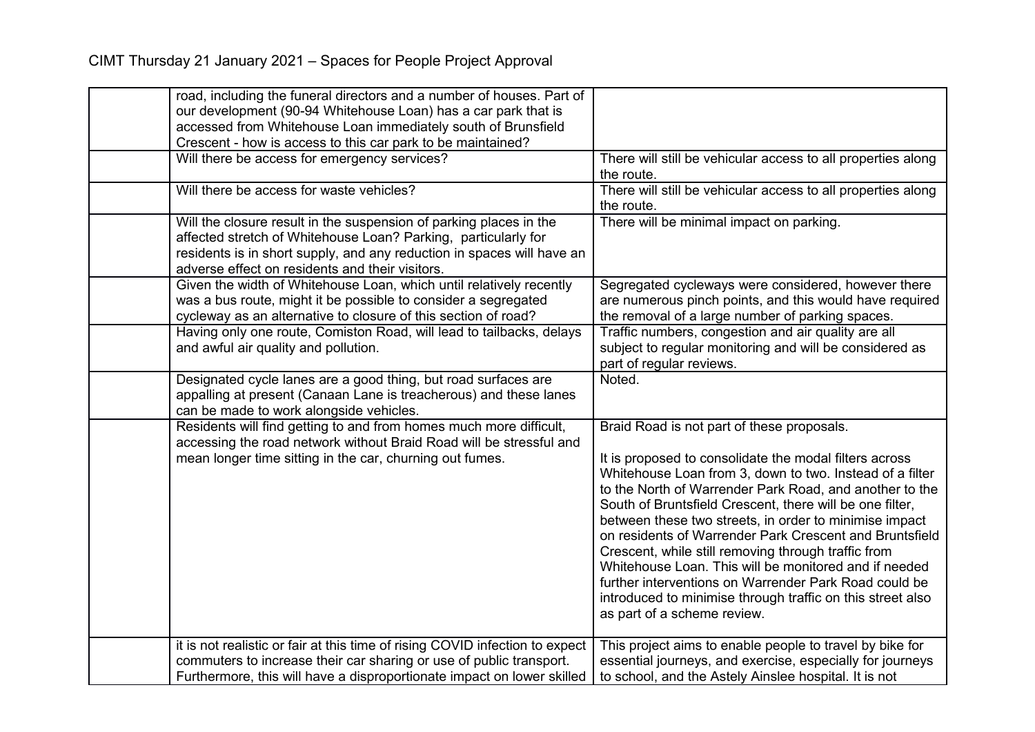| | | |
|---|---|---|
| | road, including the funeral directors and a number of houses. Part of our development (90-94 Whitehouse Loan) has a car park that is accessed from Whitehouse Loan immediately south of Brunsfield Crescent - how is access to this car park to be maintained? | |
| | Will there be access for emergency services? | There will still be vehicular access to all properties along the route. |
| | Will there be access for waste vehicles? | There will still be vehicular access to all properties along the route. |
| | Will the closure result in the suspension of parking places in the affected stretch of Whitehouse Loan? Parking, particularly for residents is in short supply, and any reduction in spaces will have an adverse effect on residents and their visitors. | There will be minimal impact on parking. |
| | Given the width of Whitehouse Loan, which until relatively recently was a bus route, might it be possible to consider a segregated cycleway as an alternative to closure of this section of road? | Segregated cycleways were considered, however there are numerous pinch points, and this would have required the removal of a large number of parking spaces. |
| | Having only one route, Comiston Road, will lead to tailbacks, delays and awful air quality and pollution. | Traffic numbers, congestion and air quality are all subject to regular monitoring and will be considered as part of regular reviews. |
| | Designated cycle lanes are a good thing, but road surfaces are appalling at present (Canaan Lane is treacherous) and these lanes can be made to work alongside vehicles. | Noted. |
| | Residents will find getting to and from homes much more difficult, accessing the road network without Braid Road will be stressful and mean longer time sitting in the car, churning out fumes. | Braid Road is not part of these proposals.<br><br>It is proposed to consolidate the modal filters across Whitehouse Loan from 3, down to two. Instead of a filter to the North of Warrender Park Road, and another to the South of Bruntsfield Crescent, there will be one filter, between these two streets, in order to minimise impact on residents of Warrender Park Crescent and Bruntsfield Crescent, while still removing through traffic from Whitehouse Loan. This will be monitored and if needed further interventions on Warrender Park Road could be introduced to minimise through traffic on this street also as part of a scheme review. |
| | it is not realistic or fair at this time of rising COVID infection to expect commuters to increase their car sharing or use of public transport. Furthermore, this will have a disproportionate impact on lower skilled | This project aims to enable people to travel by bike for essential journeys, and exercise, especially for journeys to school, and the Astely Ainslee hospital. It is not |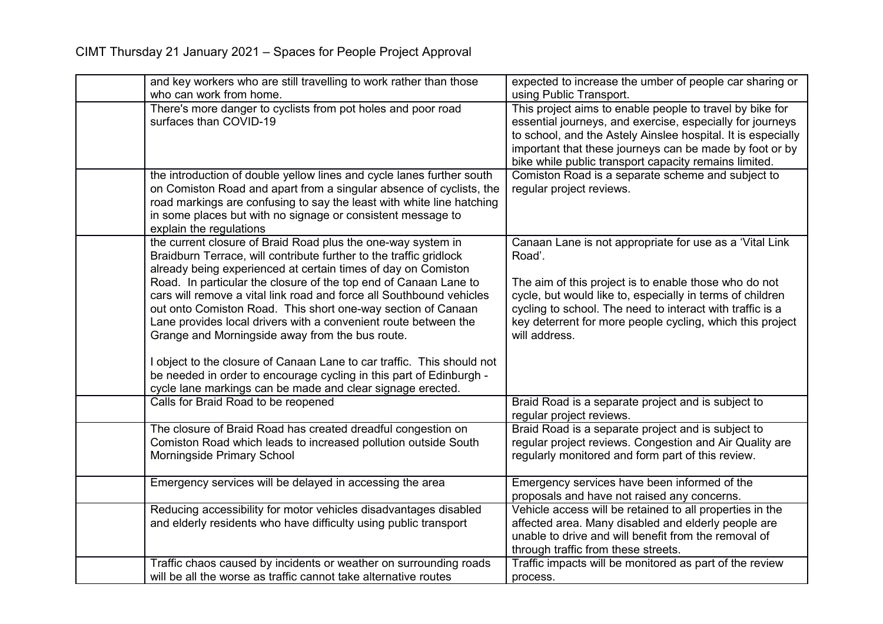CIMT Thursday 21 January 2021 – Spaces for People Project Approval

| | | |
|---|---|---|
| | and key workers who are still travelling to work rather than those who can work from home. | expected to increase the umber of people car sharing or using Public Transport. |
| | There's more danger to cyclists from pot holes and poor road surfaces than COVID-19 | This project aims to enable people to travel by bike for essential journeys, and exercise, especially for journeys to school, and the Astely Ainslee hospital. It is especially important that these journeys can be made by foot or by bike while public transport capacity remains limited. |
| | the introduction of double yellow lines and cycle lanes further south on Comiston Road and apart from a singular absence of cyclists, the road markings are confusing to say the least with white line hatching in some places but with no signage or consistent message to explain the regulations | Comiston Road is a separate scheme and subject to regular project reviews. |
| | the current closure of Braid Road plus the one-way system in Braidburn Terrace, will contribute further to the traffic gridlock already being experienced at certain times of day on Comiston Road. In particular the closure of the top end of Canaan Lane to cars will remove a vital link road and force all Southbound vehicles out onto Comiston Road. This short one-way section of Canaan Lane provides local drivers with a convenient route between the Grange and Morningside away from the bus route.<br><br>I object to the closure of Canaan Lane to car traffic. This should not be needed in order to encourage cycling in this part of Edinburgh - cycle lane markings can be made and clear signage erected. | Canaan Lane is not appropriate for use as a 'Vital Link Road'.<br><br>The aim of this project is to enable those who do not cycle, but would like to, especially in terms of children cycling to school. The need to interact with traffic is a key deterrent for more people cycling, which this project will address. |
| | Calls for Braid Road to be reopened | Braid Road is a separate project and is subject to regular project reviews. |
| | The closure of Braid Road has created dreadful congestion on Comiston Road which leads to increased pollution outside South Morningside Primary School | Braid Road is a separate project and is subject to regular project reviews. Congestion and Air Quality are regularly monitored and form part of this review. |
| | Emergency services will be delayed in accessing the area | Emergency services have been informed of the proposals and have not raised any concerns. |
| | Reducing accessibility for motor vehicles disadvantages disabled and elderly residents who have difficulty using public transport | Vehicle access will be retained to all properties in the affected area. Many disabled and elderly people are unable to drive and will benefit from the removal of through traffic from these streets. |
| | Traffic chaos caused by incidents or weather on surrounding roads will be all the worse as traffic cannot take alternative routes | Traffic impacts will be monitored as part of the review process. |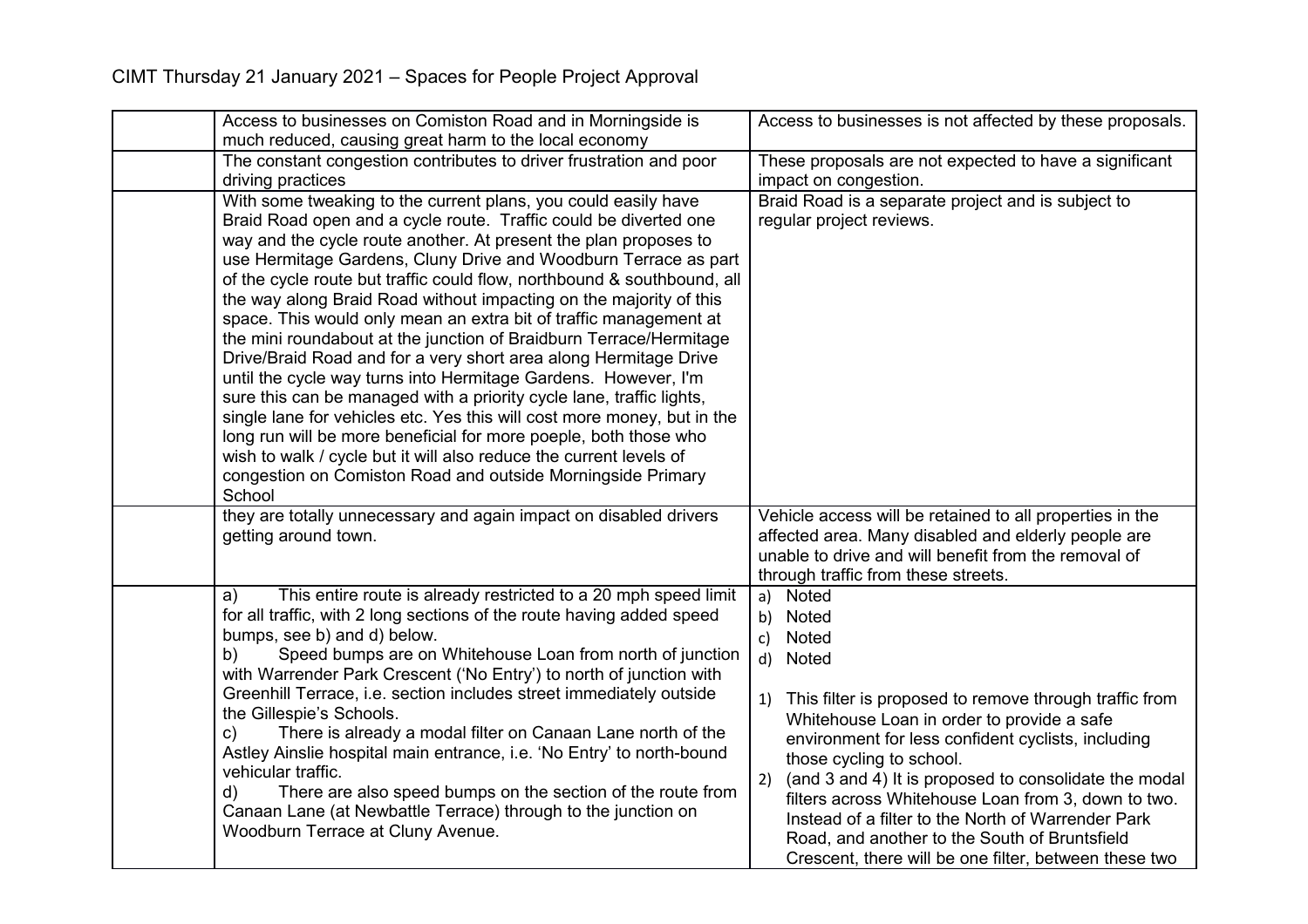CIMT Thursday 21 January 2021 – Spaces for People Project Approval

| | | |
|---|---|---|
| | Access to businesses on Comiston Road and in Morningside is much reduced, causing great harm to the local economy | Access to businesses is not affected by these proposals. |
| | The constant congestion contributes to driver frustration and poor driving practices | These proposals are not expected to have a significant impact on congestion. |
| | With some tweaking to the current plans, you could easily have Braid Road open and a cycle route. Traffic could be diverted one way and the cycle route another. At present the plan proposes to use Hermitage Gardens, Cluny Drive and Woodburn Terrace as part of the cycle route but traffic could flow, northbound & southbound, all the way along Braid Road without impacting on the majority of this space. This would only mean an extra bit of traffic management at the mini roundabout at the junction of Braidburn Terrace/Hermitage Drive/Braid Road and for a very short area along Hermitage Drive until the cycle way turns into Hermitage Gardens. However, I'm sure this can be managed with a priority cycle lane, traffic lights, single lane for vehicles etc. Yes this will cost more money, but in the long run will be more beneficial for more poeple, both those who wish to walk / cycle but it will also reduce the current levels of congestion on Comiston Road and outside Morningside Primary School | Braid Road is a separate project and is subject to regular project reviews. |
| | they are totally unnecessary and again impact on disabled drivers getting around town. | Vehicle access will be retained to all properties in the affected area. Many disabled and elderly people are unable to drive and will benefit from the removal of through traffic from these streets. |
| | a) This entire route is already restricted to a 20 mph speed limit for all traffic, with 2 long sections of the route having added speed bumps, see b) and d) below.<br>b) Speed bumps are on Whitehouse Loan from north of junction with Warrender Park Crescent ('No Entry') to north of junction with Greenhill Terrace, i.e. section includes street immediately outside the Gillespie's Schools.<br>c) There is already a modal filter on Canaan Lane north of the Astley Ainslie hospital main entrance, i.e. 'No Entry' to north-bound vehicular traffic.<br>d) There are also speed bumps on the section of the route from Canaan Lane (at Newbattle Terrace) through to the junction on Woodburn Terrace at Cluny Avenue. | a) Noted<br>b) Noted<br>c) Noted<br>d) Noted<br><br>1) This filter is proposed to remove through traffic from Whitehouse Loan in order to provide a safe environment for less confident cyclists, including those cycling to school.<br>2) (and 3 and 4) It is proposed to consolidate the modal filters across Whitehouse Loan from 3, down to two. Instead of a filter to the North of Warrender Park Road, and another to the South of Bruntsfield Crescent, there will be one filter, between these two |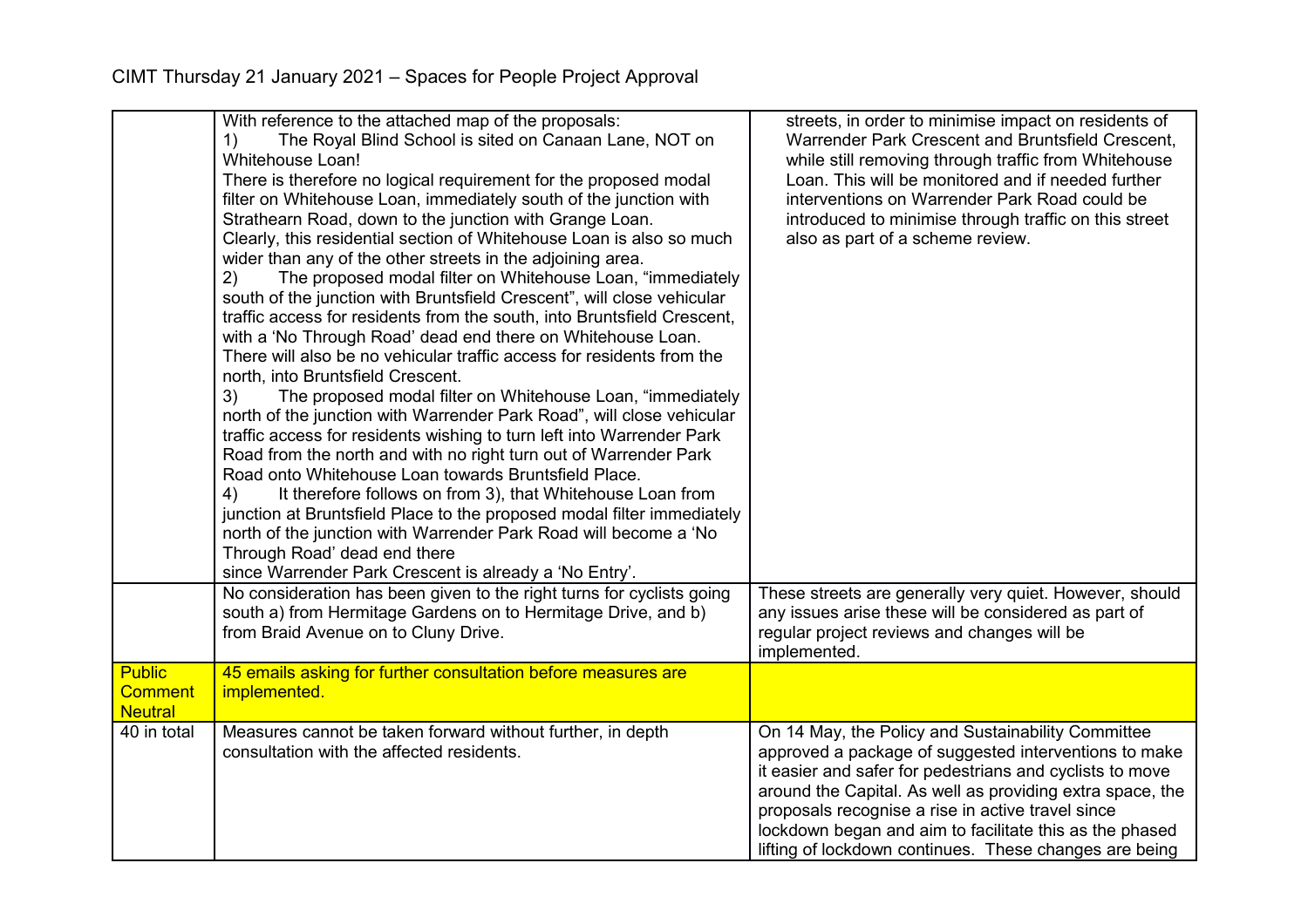# CIMT Thursday 21 January 2021 – Spaces for People Project Approval

| | | |
|---|---|---|
| | With reference to the attached map of the proposals:<br>1) The Royal Blind School is sited on Canaan Lane, NOT on Whitehouse Loan!<br>There is therefore no logical requirement for the proposed modal filter on Whitehouse Loan, immediately south of the junction with Strathearn Road, down to the junction with Grange Loan.<br>Clearly, this residential section of Whitehouse Loan is also so much wider than any of the other streets in the adjoining area.<br>2) The proposed modal filter on Whitehouse Loan, "immediately south of the junction with Bruntsfield Crescent", will close vehicular traffic access for residents from the south, into Bruntsfield Crescent, with a 'No Through Road' dead end there on Whitehouse Loan.<br>There will also be no vehicular traffic access for residents from the north, into Bruntsfield Crescent.<br>3) The proposed modal filter on Whitehouse Loan, "immediately north of the junction with Warrender Park Road", will close vehicular traffic access for residents wishing to turn left into Warrender Park Road from the north and with no right turn out of Warrender Park Road onto Whitehouse Loan towards Bruntsfield Place.<br>4) It therefore follows on from 3), that Whitehouse Loan from junction at Bruntsfield Place to the proposed modal filter immediately north of the junction with Warrender Park Road will become a 'No Through Road' dead end there<br>since Warrender Park Crescent is already a 'No Entry'. | streets, in order to minimise impact on residents of Warrender Park Crescent and Bruntsfield Crescent, while still removing through traffic from Whitehouse Loan. This will be monitored and if needed further interventions on Warrender Park Road could be introduced to minimise through traffic on this street also as part of a scheme review. |
| | No consideration has been given to the right turns for cyclists going south a) from Hermitage Gardens on to Hermitage Drive, and b) from Braid Avenue on to Cluny Drive. | These streets are generally very quiet. However, should any issues arise these will be considered as part of regular project reviews and changes will be implemented. |
| **Public Comment Neutral** | **45 emails asking for further consultation before measures are implemented.** | |
| 40 in total | Measures cannot be taken forward without further, in depth consultation with the affected residents. | On 14 May, the Policy and Sustainability Committee approved a package of suggested interventions to make it easier and safer for pedestrians and cyclists to move around the Capital. As well as providing extra space, the proposals recognise a rise in active travel since lockdown began and aim to facilitate this as the phased lifting of lockdown continues. These changes are being |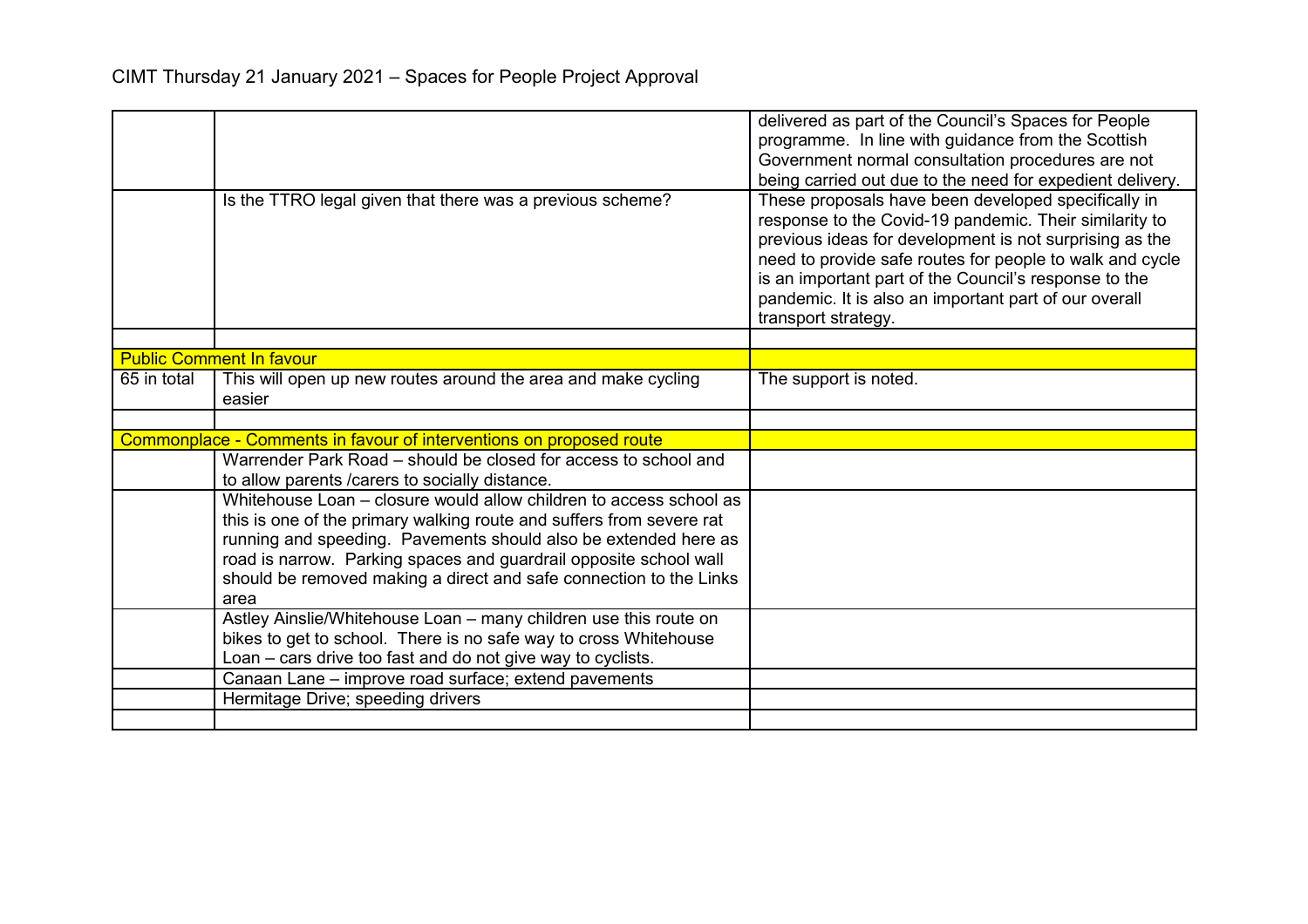CIMT Thursday 21 January 2021 – Spaces for People Project Approval

| | | |
|---|---|---|
| | | delivered as part of the Council's Spaces for People programme. In line with guidance from the Scottish Government normal consultation procedures are not being carried out due to the need for expedient delivery. |
| | Is the TTRO legal given that there was a previous scheme? | These proposals have been developed specifically in response to the Covid-19 pandemic. Their similarity to previous ideas for development is not surprising as the need to provide safe routes for people to walk and cycle is an important part of the Council's response to the pandemic. It is also an important part of our overall transport strategy. |
| | | |
| Public Comment In favour | | |
| 65 in total | This will open up new routes around the area and make cycling easier | The support is noted. |
| | | |
| Commonplace - Comments in favour of interventions on proposed route | | |
| | Warrender Park Road – should be closed for access to school and to allow parents /carers to socially distance. | |
| | Whitehouse Loan – closure would allow children to access school as this is one of the primary walking route and suffers from severe rat running and speeding. Pavements should also be extended here as road is narrow. Parking spaces and guardrail opposite school wall should be removed making a direct and safe connection to the Links area | |
| | Astley Ainslie/Whitehouse Loan – many children use this route on bikes to get to school. There is no safe way to cross Whitehouse Loan – cars drive too fast and do not give way to cyclists. | |
| | Canaan Lane – improve road surface; extend pavements | |
| | Hermitage Drive; speeding drivers | |
| | | |